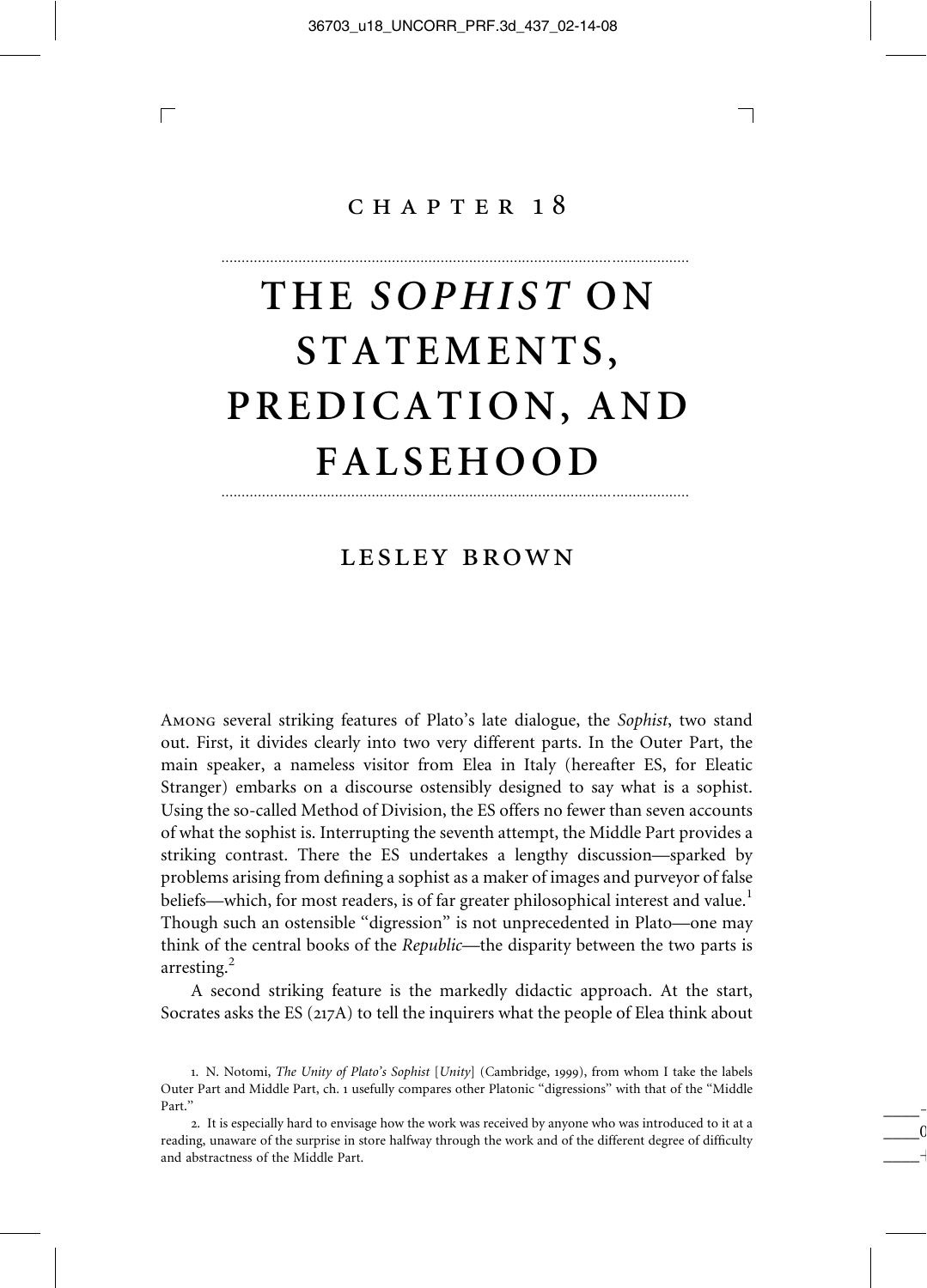# CHAPTER 18

# THE *SOPHIST* ON STATEMENTS, PREDICATION, AND FALSEHOOD

## LESLEY BROWN

Among several striking features of Plato's late dialogue, the *Sophist*, two stand out. First, it divides clearly into two very different parts. In the Outer Part, the main speaker, a nameless visitor from Elea in Italy (hereafter ES, for Eleatic Stranger) embarks on a discourse ostensibly designed to say what is a sophist. Using the so-called Method of Division, the ES offers no fewer than seven accounts of what the sophist is. Interrupting the seventh attempt, the Middle Part provides a striking contrast. There the ES undertakes a lengthy discussion—sparked by problems arising from defining a sophist as a maker of images and purveyor of false beliefs—which, for most readers, is of far greater philosophical interest and value.[1] Though such an ostensible "digression" is not unprecedented in Plato—one may think of the central books of the *Republic*—the disparity between the two parts is arresting.[2]

A second striking feature is the markedly didactic approach. At the start, Socrates asks the ES (217A) to tell the inquirers what the people of Elea think about

1. N. Notomi, *The Unity of Plato's Sophist* [*Unity*] (Cambridge, 1999), from whom I take the labels Outer Part and Middle Part, ch. 1 usefully compares other Platonic "digressions" with that of the "Middle Part."

2. It is especially hard to envisage how the work was received by anyone who was introduced to it at a reading, unaware of the surprise in store halfway through the work and of the different degree of difficulty and abstractness of the Middle Part.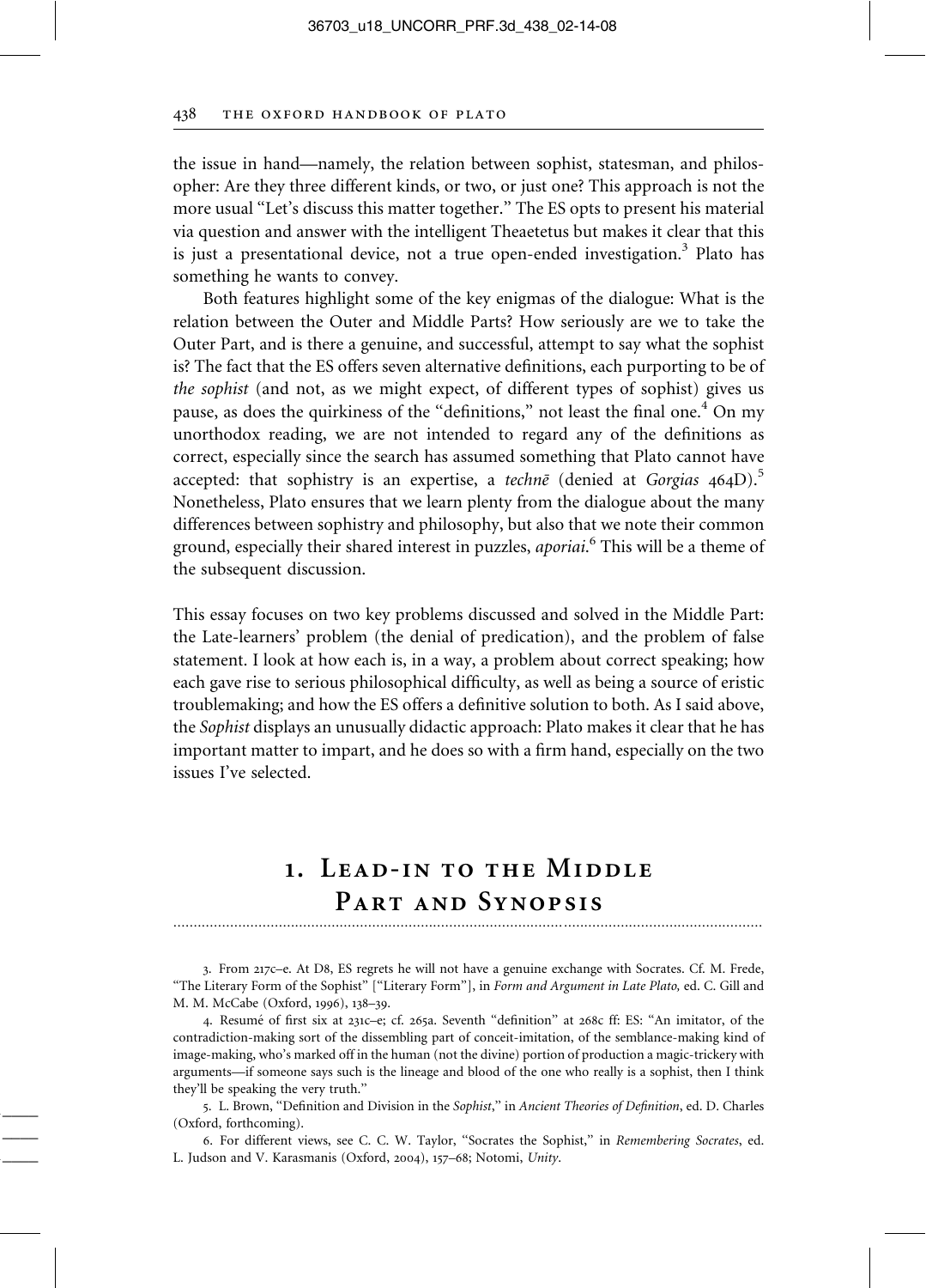the issue in hand—namely, the relation between sophist, statesman, and philosopher: Are they three different kinds, or two, or just one? This approach is not the more usual "Let's discuss this matter together." The ES opts to present his material via question and answer with the intelligent Theaetetus but makes it clear that this is just a presentational device, not a true open-ended investigation.[3] Plato has something he wants to convey.

Both features highlight some of the key enigmas of the dialogue: What is the relation between the Outer and Middle Parts? How seriously are we to take the Outer Part, and is there a genuine, and successful, attempt to say what the sophist is? The fact that the ES offers seven alternative definitions, each purporting to be of *the sophist* (and not, as we might expect, of different types of sophist) gives us pause, as does the quirkiness of the "definitions," not least the final one.[4] On my unorthodox reading, we are not intended to regard any of the definitions as correct, especially since the search has assumed something that Plato cannot have accepted: that sophistry is an expertise, a *technē* (denied at *Gorgias* 464D).[5] Nonetheless, Plato ensures that we learn plenty from the dialogue about the many differences between sophistry and philosophy, but also that we note their common ground, especially their shared interest in puzzles, *aporiai*.[6] This will be a theme of the subsequent discussion.

This essay focuses on two key problems discussed and solved in the Middle Part: the Late-learners' problem (the denial of predication), and the problem of false statement. I look at how each is, in a way, a problem about correct speaking; how each gave rise to serious philosophical difficulty, as well as being a source of eristic troublemaking; and how the ES offers a definitive solution to both. As I said above, the *Sophist* displays an unusually didactic approach: Plato makes it clear that he has important matter to impart, and he does so with a firm hand, especially on the two issues I've selected.

## 1. Lead-in to the Middle Part and Synopsis

3. From 217c–e. At D8, ES regrets he will not have a genuine exchange with Socrates. Cf. M. Frede, "The Literary Form of the Sophist" ["Literary Form"], in *Form and Argument in Late Plato,* ed. C. Gill and M. M. McCabe (Oxford, 1996), 138–39.

4. Resumé of first six at 231c–e; cf. 265a. Seventh "definition" at 268c ff: ES: "An imitator, of the contradiction-making sort of the dissembling part of conceit-imitation, of the semblance-making kind of image-making, who's marked off in the human (not the divine) portion of production a magic-trickery with arguments—if someone says such is the lineage and blood of the one who really is a sophist, then I think they'll be speaking the very truth."

5. L. Brown, "Definition and Division in the *Sophist*," in *Ancient Theories of Definition*, ed. D. Charles (Oxford, forthcoming).

6. For different views, see C. C. W. Taylor, "Socrates the Sophist," in *Remembering Socrates*, ed. L. Judson and V. Karasmanis (Oxford, 2004), 157–68; Notomi, *Unity*.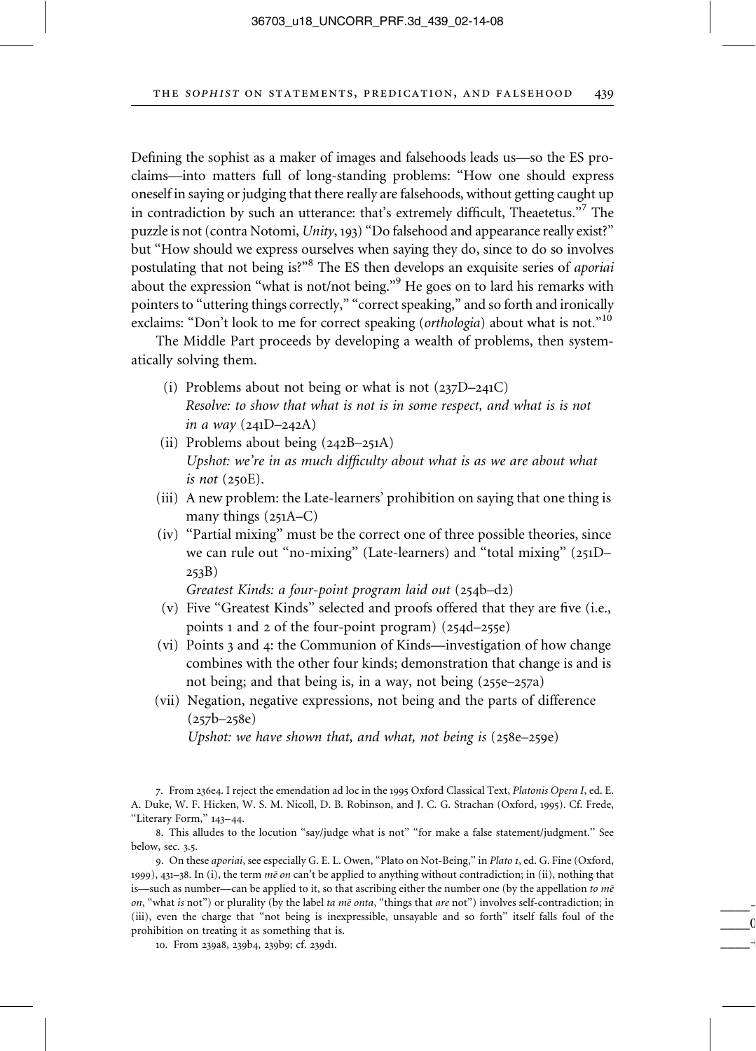Defining the sophist as a maker of images and falsehoods leads us—so the ES proclaims—into matters full of long-standing problems: "How one should express oneself in saying or judging that there really are falsehoods, without getting caught up in contradiction by such an utterance: that's extremely difficult, Theaetetus."[7] The puzzle is not (contra Notomi, *Unity*, 193) "Do falsehood and appearance really exist?" but "How should we express ourselves when saying they do, since to do so involves postulating that not being is?"[8] The ES then develops an exquisite series of *aporiai* about the expression "what is not/not being."[9] He goes on to lard his remarks with pointers to "uttering things correctly," "correct speaking," and so forth and ironically exclaims: "Don't look to me for correct speaking (*orthologia*) about what is not."[10]

The Middle Part proceeds by developing a wealth of problems, then systematically solving them.

(i) Problems about not being or what is not (237D–241C)
*Resolve: to show that what is not is in some respect, and what is is not in a way* (241D–242A)

(ii) Problems about being (242B–251A)
*Upshot: we're in as much difficulty about what is as we are about what is not* (250E).

(iii) A new problem: the Late-learners' prohibition on saying that one thing is many things (251A–C)

(iv) "Partial mixing" must be the correct one of three possible theories, since we can rule out "no-mixing" (Late-learners) and "total mixing" (251D–253B)
*Greatest Kinds: a four-point program laid out* (254b–d2)

(v) Five "Greatest Kinds" selected and proofs offered that they are five (i.e., points 1 and 2 of the four-point program) (254d–255e)

(vi) Points 3 and 4: the Communion of Kinds—investigation of how change combines with the other four kinds; demonstration that change is and is not being; and that being is, in a way, not being (255e–257a)

(vii) Negation, negative expressions, not being and the parts of difference (257b–258e)
*Upshot: we have shown that, and what, not being is* (258e–259e)

---

7. From 236e4. I reject the emendation ad loc in the 1995 Oxford Classical Text, *Platonis Opera I*, ed. E. A. Duke, W. F. Hicken, W. S. M. Nicoll, D. B. Robinson, and J. C. G. Strachan (Oxford, 1995). Cf. Frede, "Literary Form," 143–44.

8. This alludes to the locution "say/judge what is not" "for make a false statement/judgment." See below, sec. 3.5.

9. On these *aporiai*, see especially G. E. L. Owen, "Plato on Not-Being," in *Plato 1*, ed. G. Fine (Oxford, 1999), 431–38. In (i), the term *mē on* can't be applied to anything without contradiction; in (ii), nothing that is—such as number—can be applied to it, so that ascribing either the number one (by the appellation *to mē on*, "what *is* not") or plurality (by the label *ta mē onta*, "things that *are* not") involves self-contradiction; in (iii), even the charge that "not being is inexpressible, unsayable and so forth" itself falls foul of the prohibition on treating it as something that is.

10. From 239a8, 239b4, 239b9; cf. 239d1.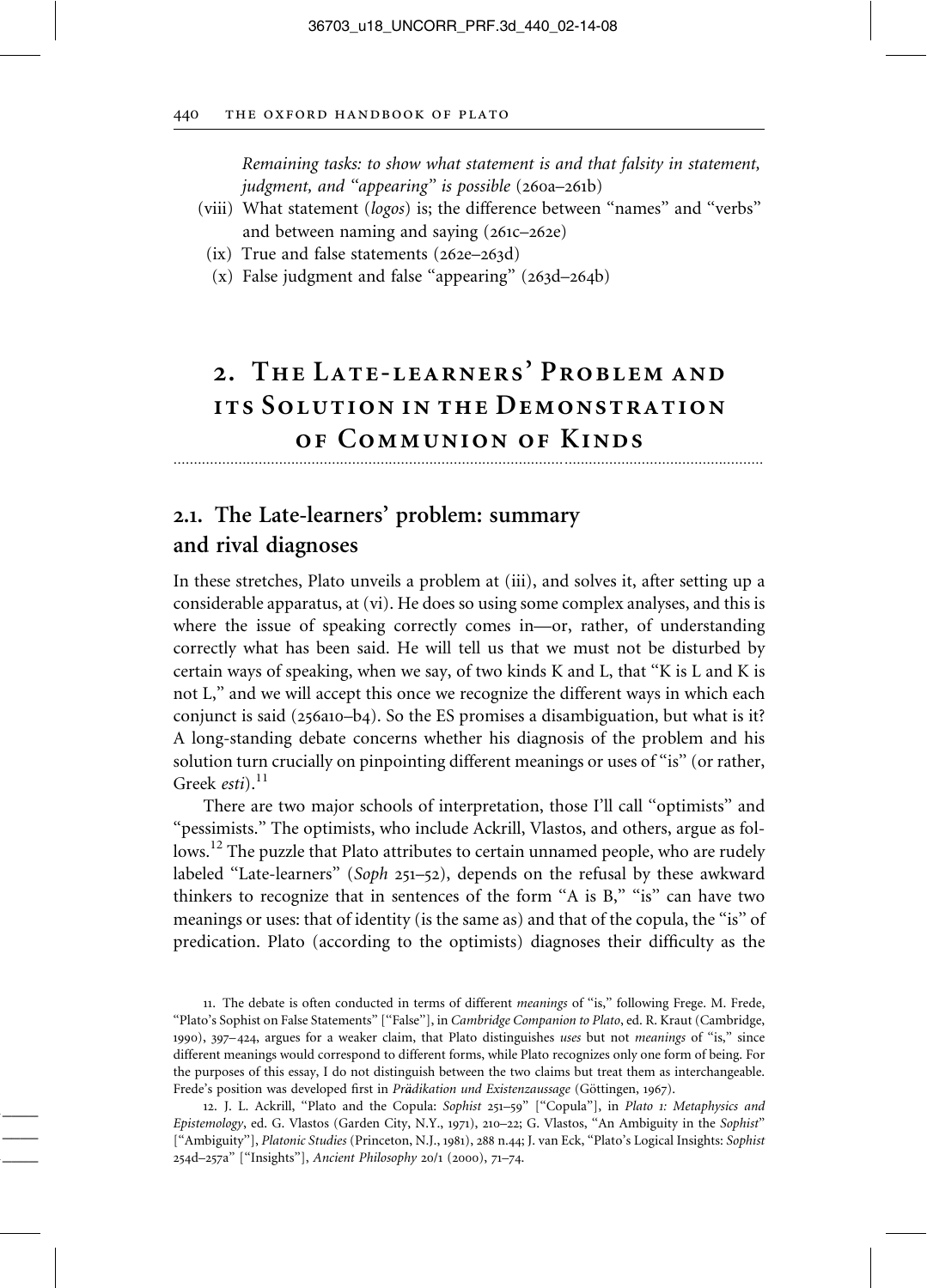*Remaining tasks: to show what statement is and that falsity in statement, judgment, and "appearing" is possible* (260a–261b)

(viii) What statement (*logos*) is; the difference between "names" and "verbs" and between naming and saying (261c–262e)

(ix) True and false statements (262e–263d)

(x) False judgment and false "appearing" (263d–264b)

## 2. The Late-learners' Problem and its Solution in the Demonstration of Communion of Kinds

### 2.1. The Late-learners' problem: summary and rival diagnoses

In these stretches, Plato unveils a problem at (iii), and solves it, after setting up a considerable apparatus, at (vi). He does so using some complex analyses, and this is where the issue of speaking correctly comes in—or, rather, of understanding correctly what has been said. He will tell us that we must not be disturbed by certain ways of speaking, when we say, of two kinds K and L, that "K is L and K is not L," and we will accept this once we recognize the different ways in which each conjunct is said (256a10–b4). So the ES promises a disambiguation, but what is it? A long-standing debate concerns whether his diagnosis of the problem and his solution turn crucially on pinpointing different meanings or uses of "is" (or rather, Greek *esti*).[11]

There are two major schools of interpretation, those I'll call "optimists" and "pessimists." The optimists, who include Ackrill, Vlastos, and others, argue as follows.[12] The puzzle that Plato attributes to certain unnamed people, who are rudely labeled "Late-learners" (*Soph* 251–52), depends on the refusal by these awkward thinkers to recognize that in sentences of the form "A is B," "is" can have two meanings or uses: that of identity (is the same as) and that of the copula, the "is" of predication. Plato (according to the optimists) diagnoses their difficulty as the

11. The debate is often conducted in terms of different *meanings* of "is," following Frege. M. Frede, "Plato's Sophist on False Statements" ["False"], in *Cambridge Companion to Plato*, ed. R. Kraut (Cambridge, 1990), 397–424, argues for a weaker claim, that Plato distinguishes *uses* but not *meanings* of "is," since different meanings would correspond to different forms, while Plato recognizes only one form of being. For the purposes of this essay, I do not distinguish between the two claims but treat them as interchangeable. Frede's position was developed first in *Prädikation und Existenzaussage* (Göttingen, 1967).

12. J. L. Ackrill, "Plato and the Copula: *Sophist* 251–59" ["Copula"], in *Plato 1: Metaphysics and Epistemology*, ed. G. Vlastos (Garden City, N.Y., 1971), 210–22; G. Vlastos, "An Ambiguity in the *Sophist*" ["Ambiguity"], *Platonic Studies* (Princeton, N.J., 1981), 288 n.44; J. van Eck, "Plato's Logical Insights: *Sophist* 254d–257a" ["Insights"], *Ancient Philosophy* 20/1 (2000), 71–74.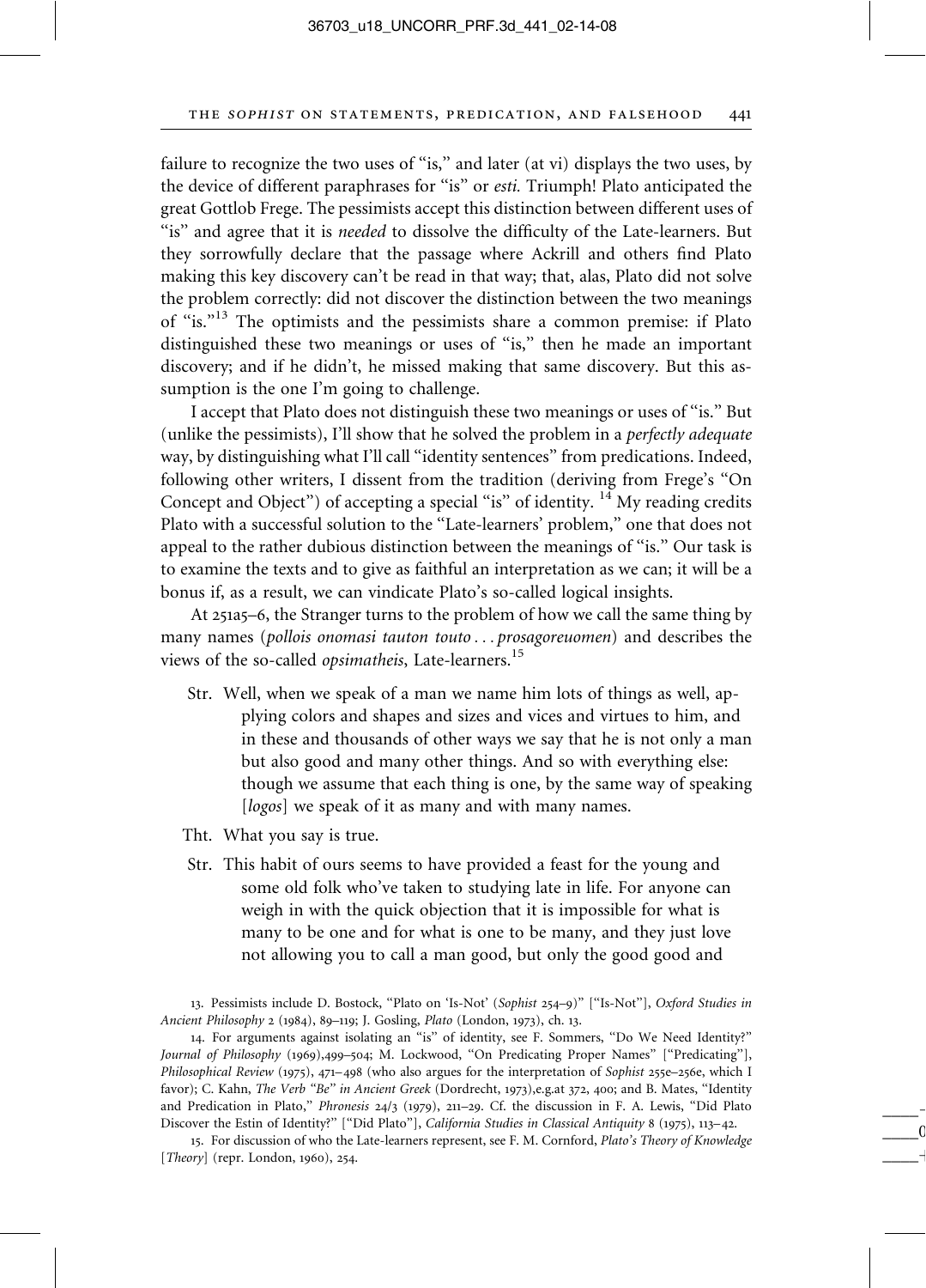failure to recognize the two uses of "is," and later (at vi) displays the two uses, by the device of different paraphrases for "is" or *esti.* Triumph! Plato anticipated the great Gottlob Frege. The pessimists accept this distinction between different uses of "is" and agree that it is *needed* to dissolve the difficulty of the Late-learners. But they sorrowfully declare that the passage where Ackrill and others find Plato making this key discovery can't be read in that way; that, alas, Plato did not solve the problem correctly: did not discover the distinction between the two meanings of "is."[13] The optimists and the pessimists share a common premise: if Plato distinguished these two meanings or uses of "is," then he made an important discovery; and if he didn't, he missed making that same discovery. But this assumption is the one I'm going to challenge.

I accept that Plato does not distinguish these two meanings or uses of "is." But (unlike the pessimists), I'll show that he solved the problem in a *perfectly adequate* way, by distinguishing what I'll call "identity sentences" from predications. Indeed, following other writers, I dissent from the tradition (deriving from Frege's "On Concept and Object") of accepting a special "is" of identity. [14] My reading credits Plato with a successful solution to the "Late-learners' problem," one that does not appeal to the rather dubious distinction between the meanings of "is." Our task is to examine the texts and to give as faithful an interpretation as we can; it will be a bonus if, as a result, we can vindicate Plato's so-called logical insights.

At 251a5–6, the Stranger turns to the problem of how we call the same thing by many names (*pollois onomasi tauton touto . . . prosagoreuomen*) and describes the views of the so-called *opsimatheis*, Late-learners.[15]

> Str. Well, when we speak of a man we name him lots of things as well, applying colors and shapes and sizes and vices and virtues to him, and in these and thousands of other ways we say that he is not only a man but also good and many other things. And so with everything else: though we assume that each thing is one, by the same way of speaking [*logos*] we speak of it as many and with many names.
>
> Tht. What you say is true.
>
> Str. This habit of ours seems to have provided a feast for the young and some old folk who've taken to studying late in life. For anyone can weigh in with the quick objection that it is impossible for what is many to be one and for what is one to be many, and they just love not allowing you to call a man good, but only the good good and

13. Pessimists include D. Bostock, "Plato on 'Is-Not' (*Sophist* 254–9)" ["Is-Not"], *Oxford Studies in Ancient Philosophy* 2 (1984), 89–119; J. Gosling, *Plato* (London, 1973), ch. 13.

14. For arguments against isolating an "is" of identity, see F. Sommers, "Do We Need Identity?" *Journal of Philosophy* (1969),499–504; M. Lockwood, "On Predicating Proper Names" ["Predicating"], *Philosophical Review* (1975), 471–498 (who also argues for the interpretation of *Sophist* 255e–256e, which I favor); C. Kahn, *The Verb "Be" in Ancient Greek* (Dordrecht, 1973),e.g.at 372, 400; and B. Mates, "Identity and Predication in Plato," *Phronesis* 24/3 (1979), 211–29. Cf. the discussion in F. A. Lewis, "Did Plato Discover the Estin of Identity?" ["Did Plato"], *California Studies in Classical Antiquity* 8 (1975), 113–42.

15. For discussion of who the Late-learners represent, see F. M. Cornford, *Plato's Theory of Knowledge* [*Theory*] (repr. London, 1960), 254.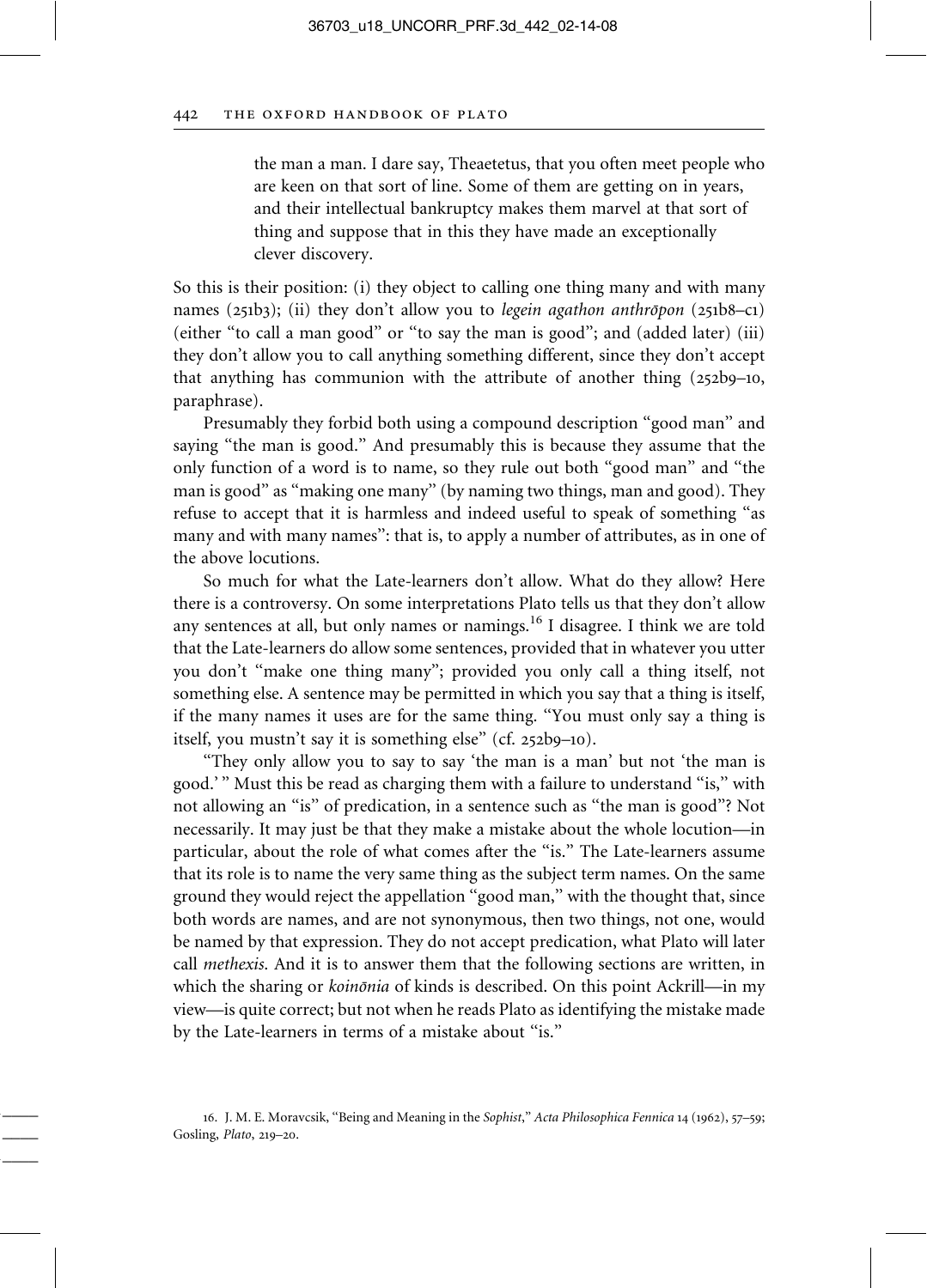> the man a man. I dare say, Theaetetus, that you often meet people who are keen on that sort of line. Some of them are getting on in years, and their intellectual bankruptcy makes them marvel at that sort of thing and suppose that in this they have made an exceptionally clever discovery.

So this is their position: (i) they object to calling one thing many and with many names (251b3); (ii) they don't allow you to *legein agathon anthrōpon* (251b8–c1) (either "to call a man good" or "to say the man is good"; and (added later) (iii) they don't allow you to call anything something different, since they don't accept that anything has communion with the attribute of another thing (252b9–10, paraphrase).

Presumably they forbid both using a compound description "good man" and saying "the man is good." And presumably this is because they assume that the only function of a word is to name, so they rule out both "good man" and "the man is good" as "making one many" (by naming two things, man and good). They refuse to accept that it is harmless and indeed useful to speak of something "as many and with many names": that is, to apply a number of attributes, as in one of the above locutions.

So much for what the Late-learners don't allow. What do they allow? Here there is a controversy. On some interpretations Plato tells us that they don't allow any sentences at all, but only names or namings.[16] I disagree. I think we are told that the Late-learners do allow some sentences, provided that in whatever you utter you don't "make one thing many"; provided you only call a thing itself, not something else. A sentence may be permitted in which you say that a thing is itself, if the many names it uses are for the same thing. "You must only say a thing is itself, you mustn't say it is something else" (cf. 252b9–10).

"They only allow you to say to say 'the man is a man' but not 'the man is good.' " Must this be read as charging them with a failure to understand "is," with not allowing an "is" of predication, in a sentence such as "the man is good"? Not necessarily. It may just be that they make a mistake about the whole locution—in particular, about the role of what comes after the "is." The Late-learners assume that its role is to name the very same thing as the subject term names. On the same ground they would reject the appellation "good man," with the thought that, since both words are names, and are not synonymous, then two things, not one, would be named by that expression. They do not accept predication, what Plato will later call *methexis*. And it is to answer them that the following sections are written, in which the sharing or *koinōnia* of kinds is described. On this point Ackrill—in my view—is quite correct; but not when he reads Plato as identifying the mistake made by the Late-learners in terms of a mistake about "is."

16. J. M. E. Moravcsik, "Being and Meaning in the *Sophist*," *Acta Philosophica Fennica* 14 (1962), 57–59; Gosling, *Plato*, 219–20.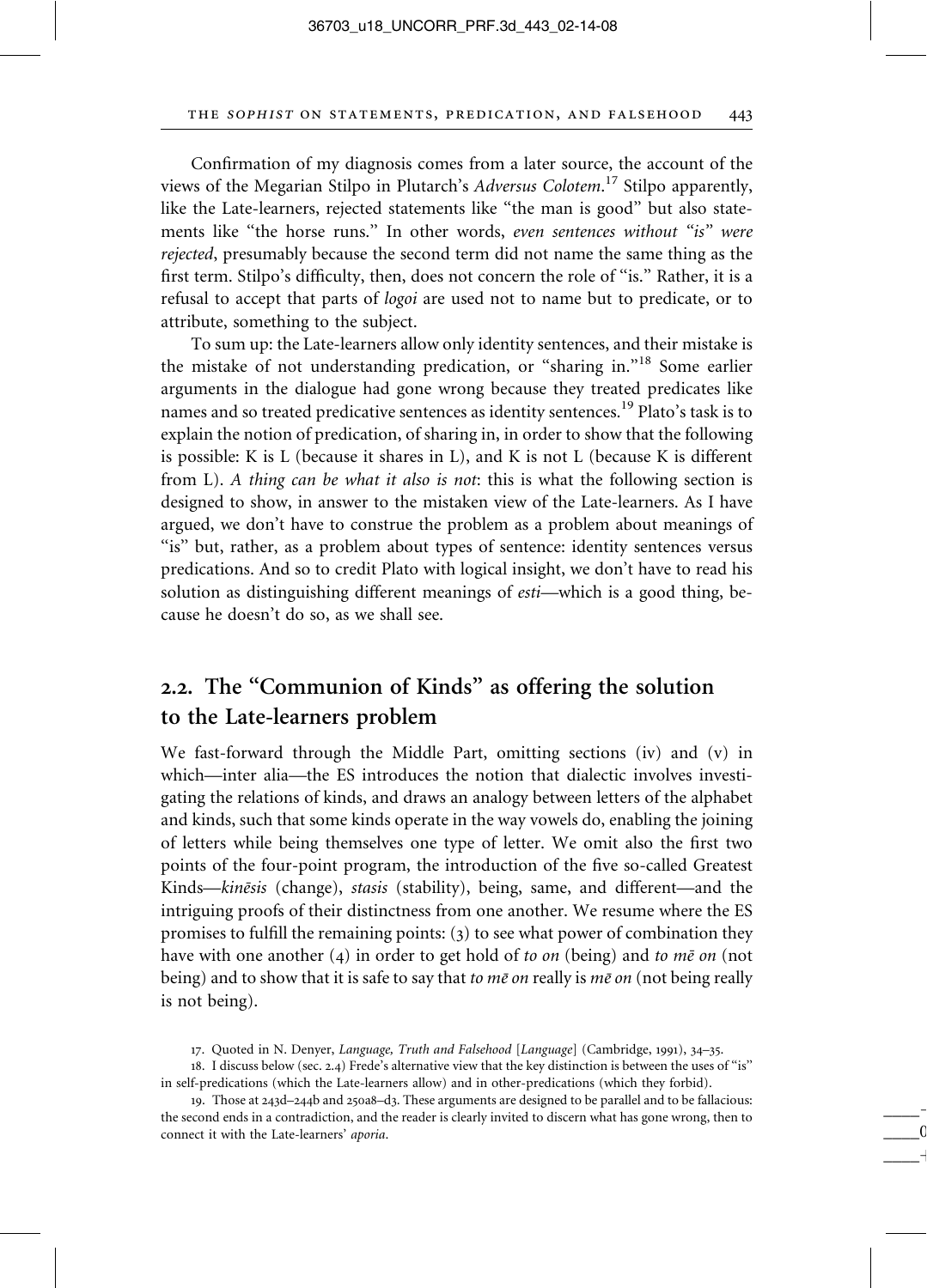Confirmation of my diagnosis comes from a later source, the account of the views of the Megarian Stilpo in Plutarch's *Adversus Colotem*.[17] Stilpo apparently, like the Late-learners, rejected statements like "the man is good" but also statements like "the horse runs." In other words, *even sentences without "is" were rejected*, presumably because the second term did not name the same thing as the first term. Stilpo's difficulty, then, does not concern the role of "is." Rather, it is a refusal to accept that parts of *logoi* are used not to name but to predicate, or to attribute, something to the subject.

To sum up: the Late-learners allow only identity sentences, and their mistake is the mistake of not understanding predication, or "sharing in."[18] Some earlier arguments in the dialogue had gone wrong because they treated predicates like names and so treated predicative sentences as identity sentences.[19] Plato's task is to explain the notion of predication, of sharing in, in order to show that the following is possible: K is L (because it shares in L), and K is not L (because K is different from L). *A thing can be what it also is not*: this is what the following section is designed to show, in answer to the mistaken view of the Late-learners. As I have argued, we don't have to construe the problem as a problem about meanings of "is" but, rather, as a problem about types of sentence: identity sentences versus predications. And so to credit Plato with logical insight, we don't have to read his solution as distinguishing different meanings of *esti*—which is a good thing, because he doesn't do so, as we shall see.

## 2.2. The "Communion of Kinds" as offering the solution to the Late-learners problem

We fast-forward through the Middle Part, omitting sections (iv) and (v) in which—inter alia—the ES introduces the notion that dialectic involves investigating the relations of kinds, and draws an analogy between letters of the alphabet and kinds, such that some kinds operate in the way vowels do, enabling the joining of letters while being themselves one type of letter. We omit also the first two points of the four-point program, the introduction of the five so-called Greatest Kinds—*kinēsis* (change), *stasis* (stability), being, same, and different—and the intriguing proofs of their distinctness from one another. We resume where the ES promises to fulfill the remaining points: (3) to see what power of combination they have with one another (4) in order to get hold of *to on* (being) and *to mē on* (not being) and to show that it is safe to say that *to mē on* really is *mē on* (not being really is not being).

17. Quoted in N. Denyer, *Language, Truth and Falsehood* [*Language*] (Cambridge, 1991), 34–35.

18. I discuss below (sec. 2.4) Frede's alternative view that the key distinction is between the uses of "is" in self-predications (which the Late-learners allow) and in other-predications (which they forbid).

19. Those at 243d–244b and 250a8–d3. These arguments are designed to be parallel and to be fallacious: the second ends in a contradiction, and the reader is clearly invited to discern what has gone wrong, then to connect it with the Late-learners' *aporia*.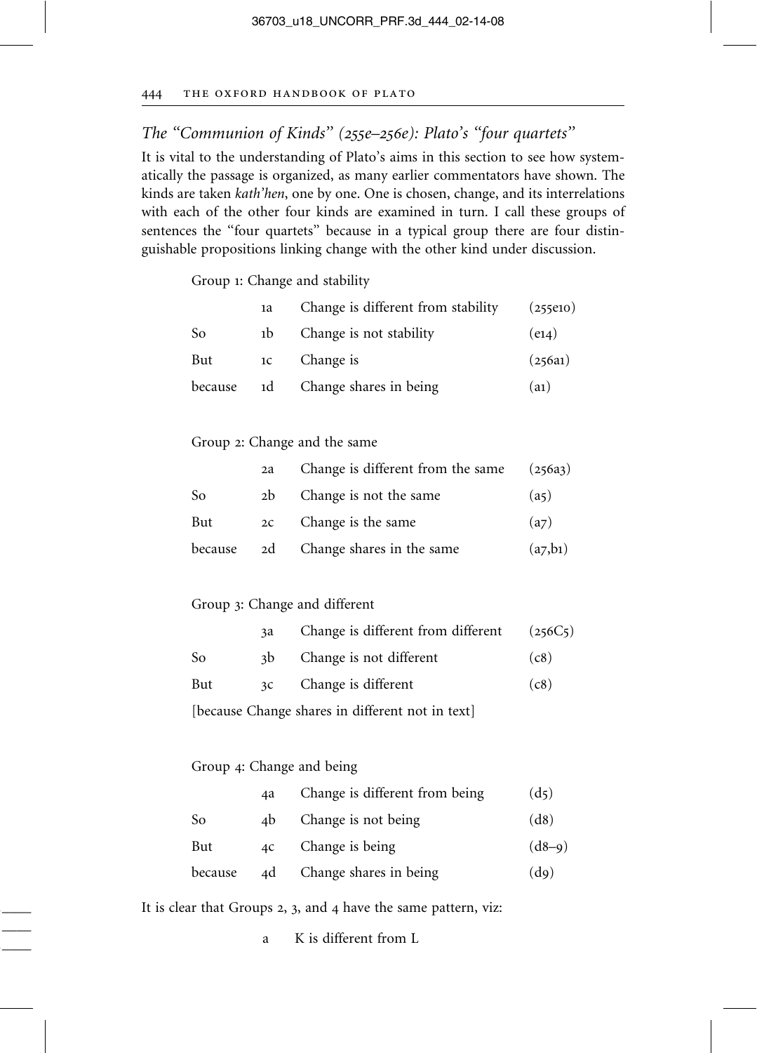### *The "Communion of Kinds" (255e–256e): Plato's "four quartets"*

It is vital to the understanding of Plato's aims in this section to see how systematically the passage is organized, as many earlier commentators have shown. The kinds are taken *kath'hen*, one by one. One is chosen, change, and its interrelations with each of the other four kinds are examined in turn. I call these groups of sentences the "four quartets" because in a typical group there are four distinguishable propositions linking change with the other kind under discussion.

Group 1: Change and stability

| | | | |
|---|---|---|---|
| | 1a | Change is different from stability | (255e10) |
| So | 1b | Change is not stability | (e14) |
| But | 1c | Change is | (256a1) |
| because | 1d | Change shares in being | (a1) |

Group 2: Change and the same

| | | | |
|---|---|---|---|
| | 2a | Change is different from the same | (256a3) |
| So | 2b | Change is not the same | (a5) |
| But | 2c | Change is the same | (a7) |
| because | 2d | Change shares in the same | (a7,b1) |

Group 3: Change and different

| | | | |
|---|---|---|---|
| | 3a | Change is different from different | (256C5) |
| So | 3b | Change is not different | (c8) |
| But | 3c | Change is different | (c8) |

[because Change shares in different not in text]

Group 4: Change and being

| | | | |
|---|---|---|---|
| | 4a | Change is different from being | (d5) |
| So | 4b | Change is not being | (d8) |
| But | 4c | Change is being | (d8–9) |
| because | 4d | Change shares in being | (d9) |

It is clear that Groups 2, 3, and 4 have the same pattern, viz:

a K is different from L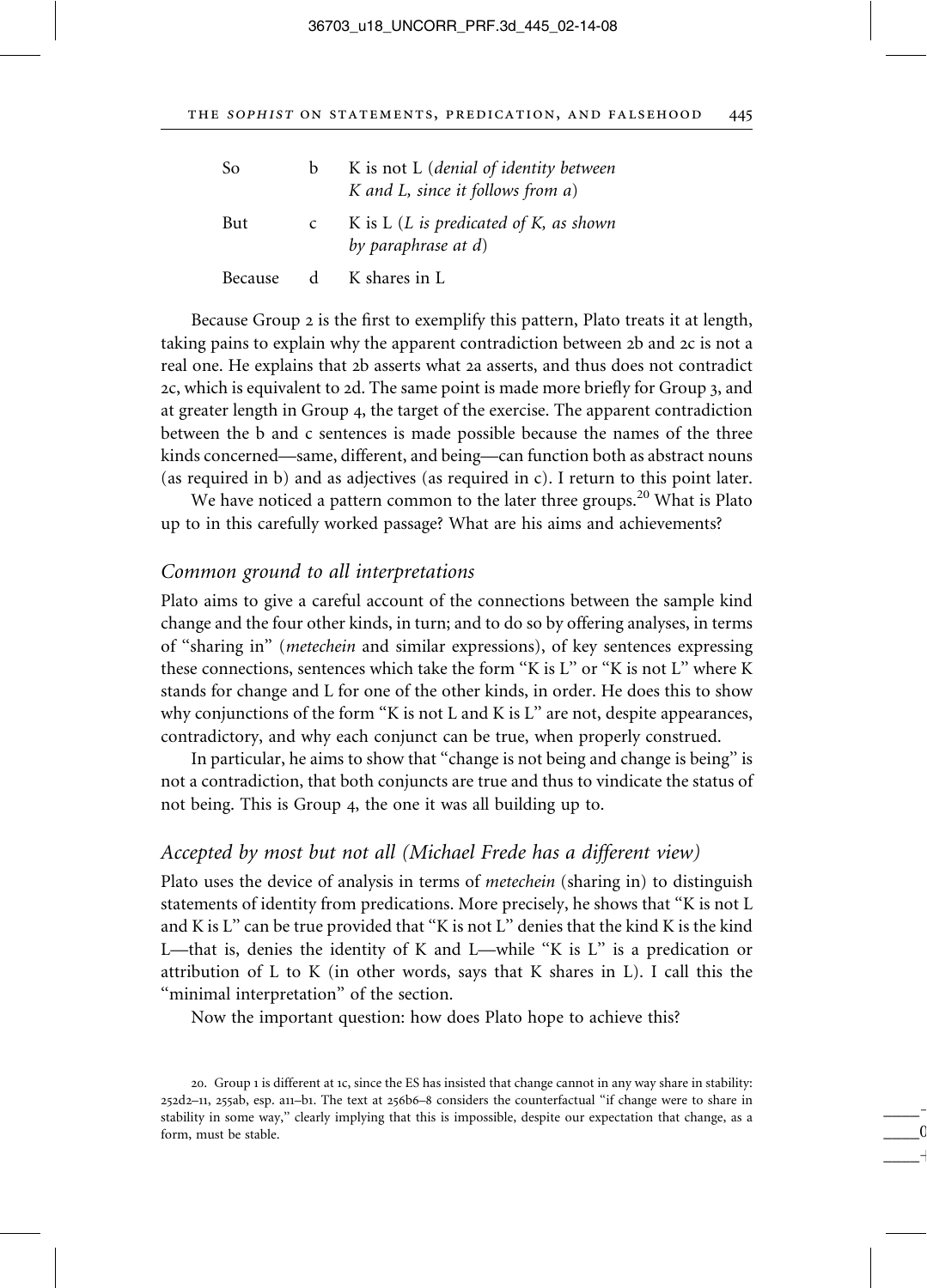| | | |
|---|---|---|
| So | b | K is not L (*denial of identity between K and L, since it follows from a*) |
| But | c | K is L (*L is predicated of K, as shown by paraphrase at d*) |
| Because | d | K shares in L |

Because Group 2 is the first to exemplify this pattern, Plato treats it at length, taking pains to explain why the apparent contradiction between 2b and 2c is not a real one. He explains that 2b asserts what 2a asserts, and thus does not contradict 2c, which is equivalent to 2d. The same point is made more briefly for Group 3, and at greater length in Group 4, the target of the exercise. The apparent contradiction between the b and c sentences is made possible because the names of the three kinds concerned—same, different, and being—can function both as abstract nouns (as required in b) and as adjectives (as required in c). I return to this point later.

We have noticed a pattern common to the later three groups.[20] What is Plato up to in this carefully worked passage? What are his aims and achievements?

### *Common ground to all interpretations*

Plato aims to give a careful account of the connections between the sample kind change and the four other kinds, in turn; and to do so by offering analyses, in terms of "sharing in" (*metechein* and similar expressions), of key sentences expressing these connections, sentences which take the form "K is L" or "K is not L" where K stands for change and L for one of the other kinds, in order. He does this to show why conjunctions of the form "K is not L and K is L" are not, despite appearances, contradictory, and why each conjunct can be true, when properly construed.

In particular, he aims to show that "change is not being and change is being" is not a contradiction, that both conjuncts are true and thus to vindicate the status of not being. This is Group 4, the one it was all building up to.

### *Accepted by most but not all (Michael Frede has a different view)*

Plato uses the device of analysis in terms of *metechein* (sharing in) to distinguish statements of identity from predications. More precisely, he shows that "K is not L and K is L" can be true provided that "K is not L" denies that the kind K is the kind L—that is, denies the identity of K and L—while "K is L" is a predication or attribution of L to K (in other words, says that K shares in L). I call this the "minimal interpretation" of the section.

Now the important question: how does Plato hope to achieve this?

20. Group 1 is different at 1c, since the ES has insisted that change cannot in any way share in stability: 252d2–11, 255ab, esp. a11–b1. The text at 256b6–8 considers the counterfactual "if change were to share in stability in some way," clearly implying that this is impossible, despite our expectation that change, as a form, must be stable.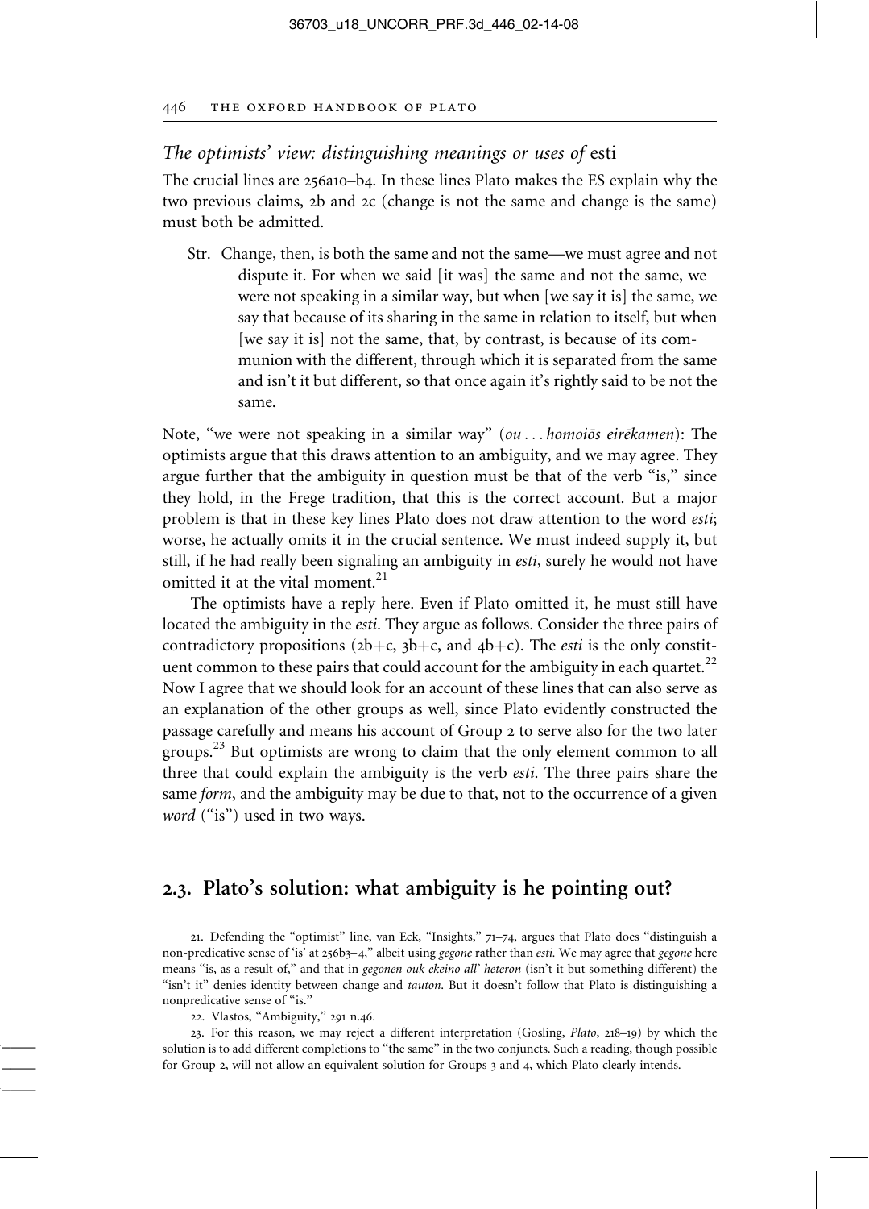### *The optimists' view: distinguishing meanings or uses of* esti

The crucial lines are 256a10–b4. In these lines Plato makes the ES explain why the two previous claims, 2b and 2c (change is not the same and change is the same) must both be admitted.

> Str. Change, then, is both the same and not the same—we must agree and not dispute it. For when we said [it was] the same and not the same, we were not speaking in a similar way, but when [we say it is] the same, we say that because of its sharing in the same in relation to itself, but when [we say it is] not the same, that, by contrast, is because of its communion with the different, through which it is separated from the same and isn't it but different, so that once again it's rightly said to be not the same.

Note, "we were not speaking in a similar way" (*ou . . . homoiōs eirēkamen*): The optimists argue that this draws attention to an ambiguity, and we may agree. They argue further that the ambiguity in question must be that of the verb "is," since they hold, in the Frege tradition, that this is the correct account. But a major problem is that in these key lines Plato does not draw attention to the word *esti*; worse, he actually omits it in the crucial sentence. We must indeed supply it, but still, if he had really been signaling an ambiguity in *esti*, surely he would not have omitted it at the vital moment.[21]

The optimists have a reply here. Even if Plato omitted it, he must still have located the ambiguity in the *esti*. They argue as follows. Consider the three pairs of contradictory propositions (2b+c, 3b+c, and 4b+c). The *esti* is the only constituent common to these pairs that could account for the ambiguity in each quartet.[22] Now I agree that we should look for an account of these lines that can also serve as an explanation of the other groups as well, since Plato evidently constructed the passage carefully and means his account of Group 2 to serve also for the two later groups.[23] But optimists are wrong to claim that the only element common to all three that could explain the ambiguity is the verb *esti*. The three pairs share the same *form*, and the ambiguity may be due to that, not to the occurrence of a given *word* ("is") used in two ways.

## 2.3. Plato's solution: what ambiguity is he pointing out?

21. Defending the "optimist" line, van Eck, "Insights," 71–74, argues that Plato does "distinguish a non-predicative sense of 'is' at 256b3–4," albeit using *gegone* rather than *esti.* We may agree that *gegone* here means "is, as a result of," and that in *gegonen ouk ekeino all' heteron* (isn't it but something different) the "isn't it" denies identity between change and *tauton*. But it doesn't follow that Plato is distinguishing a nonpredicative sense of "is."

22. Vlastos, "Ambiguity," 291 n.46.

23. For this reason, we may reject a different interpretation (Gosling, *Plato*, 218–19) by which the solution is to add different completions to "the same" in the two conjuncts. Such a reading, though possible for Group 2, will not allow an equivalent solution for Groups 3 and 4, which Plato clearly intends.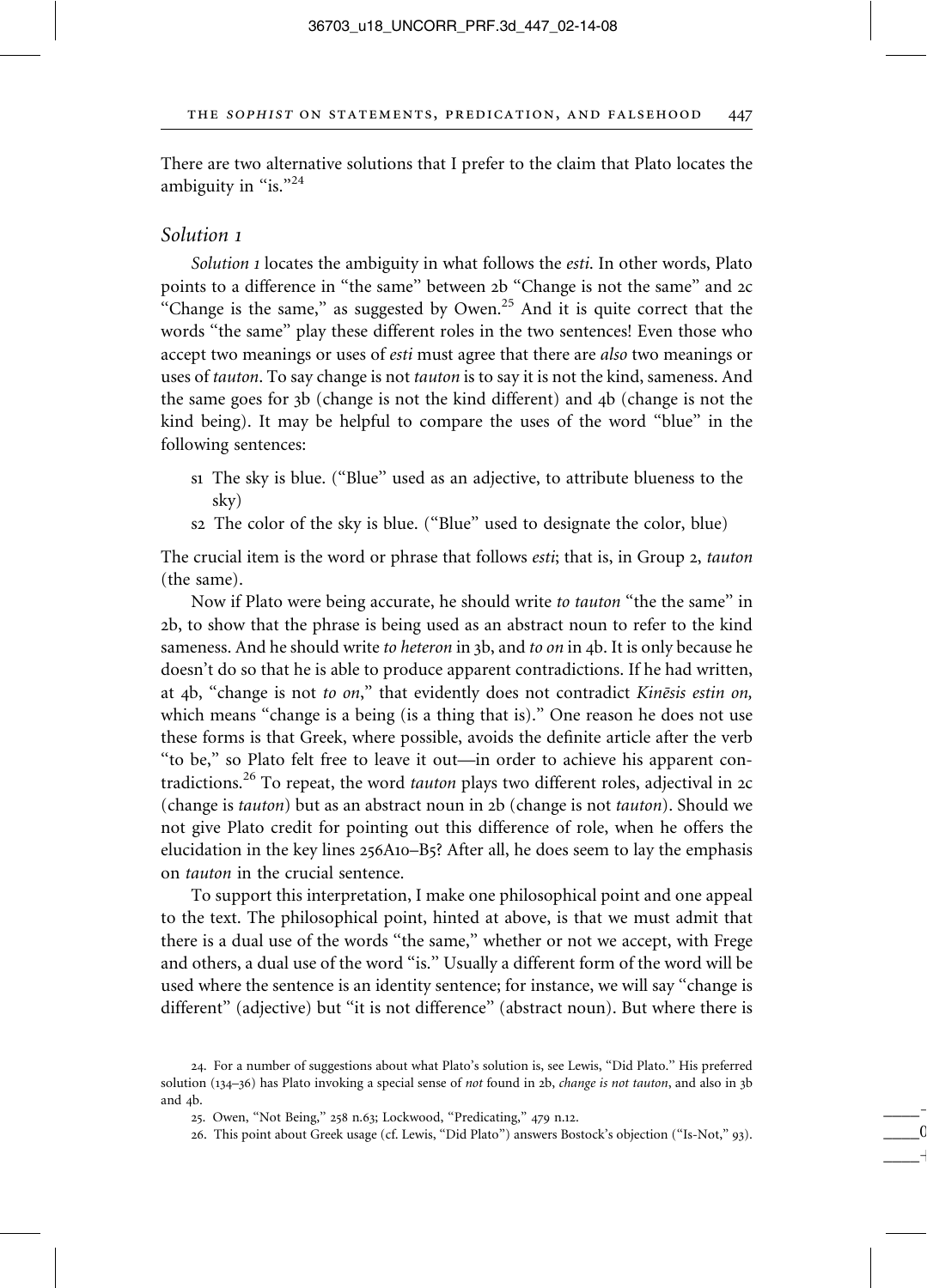There are two alternative solutions that I prefer to the claim that Plato locates the ambiguity in "is."[24]

### *Solution 1*

*Solution 1* locates the ambiguity in what follows the *esti*. In other words, Plato points to a difference in "the same" between 2b "Change is not the same" and 2c "Change is the same," as suggested by Owen.[25] And it is quite correct that the words "the same" play these different roles in the two sentences! Even those who accept two meanings or uses of *esti* must agree that there are *also* two meanings or uses of *tauton*. To say change is not *tauton* is to say it is not the kind, sameness. And the same goes for 3b (change is not the kind different) and 4b (change is not the kind being). It may be helpful to compare the uses of the word "blue" in the following sentences:

- s1 The sky is blue. ("Blue" used as an adjective, to attribute blueness to the sky)
- s2 The color of the sky is blue. ("Blue" used to designate the color, blue)

The crucial item is the word or phrase that follows *esti*; that is, in Group 2, *tauton* (the same).

Now if Plato were being accurate, he should write *to tauton* "the the same" in 2b, to show that the phrase is being used as an abstract noun to refer to the kind sameness. And he should write *to heteron* in 3b, and *to on* in 4b. It is only because he doesn't do so that he is able to produce apparent contradictions. If he had written, at 4b, "change is not *to on*," that evidently does not contradict *Kinēsis estin on,* which means "change is a being (is a thing that is)." One reason he does not use these forms is that Greek, where possible, avoids the definite article after the verb "to be," so Plato felt free to leave it out—in order to achieve his apparent contradictions.[26] To repeat, the word *tauton* plays two different roles, adjectival in 2c (change is *tauton*) but as an abstract noun in 2b (change is not *tauton*). Should we not give Plato credit for pointing out this difference of role, when he offers the elucidation in the key lines 256A10–B5? After all, he does seem to lay the emphasis on *tauton* in the crucial sentence.

To support this interpretation, I make one philosophical point and one appeal to the text. The philosophical point, hinted at above, is that we must admit that there is a dual use of the words "the same," whether or not we accept, with Frege and others, a dual use of the word "is." Usually a different form of the word will be used where the sentence is an identity sentence; for instance, we will say "change is different" (adjective) but "it is not difference" (abstract noun). But where there is

24. For a number of suggestions about what Plato's solution is, see Lewis, "Did Plato." His preferred solution (134–36) has Plato invoking a special sense of *not* found in 2b, *change is not tauton*, and also in 3b and 4b.

25. Owen, "Not Being," 258 n.63; Lockwood, "Predicating," 479 n.12.

26. This point about Greek usage (cf. Lewis, "Did Plato") answers Bostock's objection ("Is-Not," 93).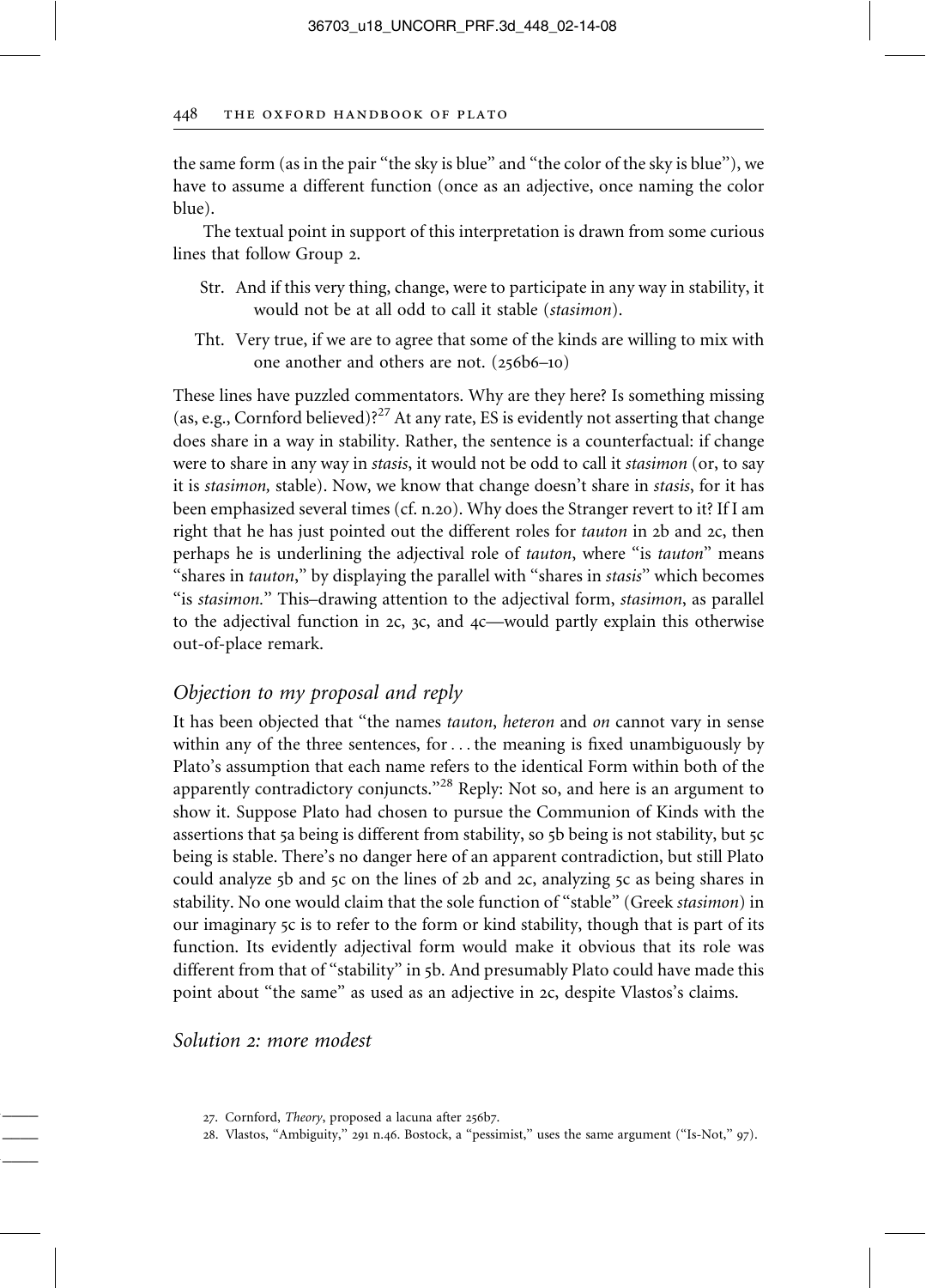the same form (as in the pair "the sky is blue" and "the color of the sky is blue"), we have to assume a different function (once as an adjective, once naming the color blue).

The textual point in support of this interpretation is drawn from some curious lines that follow Group 2.

> Str. And if this very thing, change, were to participate in any way in stability, it would not be at all odd to call it stable (*stasimon*).
>
> Tht. Very true, if we are to agree that some of the kinds are willing to mix with one another and others are not. (256b6–10)

These lines have puzzled commentators. Why are they here? Is something missing (as, e.g., Cornford believed)?[27] At any rate, ES is evidently not asserting that change does share in a way in stability. Rather, the sentence is a counterfactual: if change were to share in any way in *stasis*, it would not be odd to call it *stasimon* (or, to say it is *stasimon,* stable). Now, we know that change doesn't share in *stasis*, for it has been emphasized several times (cf. n.20). Why does the Stranger revert to it? If I am right that he has just pointed out the different roles for *tauton* in 2b and 2c, then perhaps he is underlining the adjectival role of *tauton*, where "is *tauton*" means "shares in *tauton*," by displaying the parallel with "shares in *stasis*" which becomes "is *stasimon.*" This–drawing attention to the adjectival form, *stasimon*, as parallel to the adjectival function in 2c, 3c, and 4c—would partly explain this otherwise out-of-place remark.

### *Objection to my proposal and reply*

It has been objected that "the names *tauton*, *heteron* and *on* cannot vary in sense within any of the three sentences, for . . . the meaning is fixed unambiguously by Plato's assumption that each name refers to the identical Form within both of the apparently contradictory conjuncts."[28] Reply: Not so, and here is an argument to show it. Suppose Plato had chosen to pursue the Communion of Kinds with the assertions that 5a being is different from stability, so 5b being is not stability, but 5c being is stable. There's no danger here of an apparent contradiction, but still Plato could analyze 5b and 5c on the lines of 2b and 2c, analyzing 5c as being shares in stability. No one would claim that the sole function of "stable" (Greek *stasimon*) in our imaginary 5c is to refer to the form or kind stability, though that is part of its function. Its evidently adjectival form would make it obvious that its role was different from that of "stability" in 5b. And presumably Plato could have made this point about "the same" as used as an adjective in 2c, despite Vlastos's claims.

### *Solution 2: more modest*

27. Cornford, *Theory*, proposed a lacuna after 256b7.

28. Vlastos, "Ambiguity," 291 n.46. Bostock, a "pessimist," uses the same argument ("Is-Not," 97).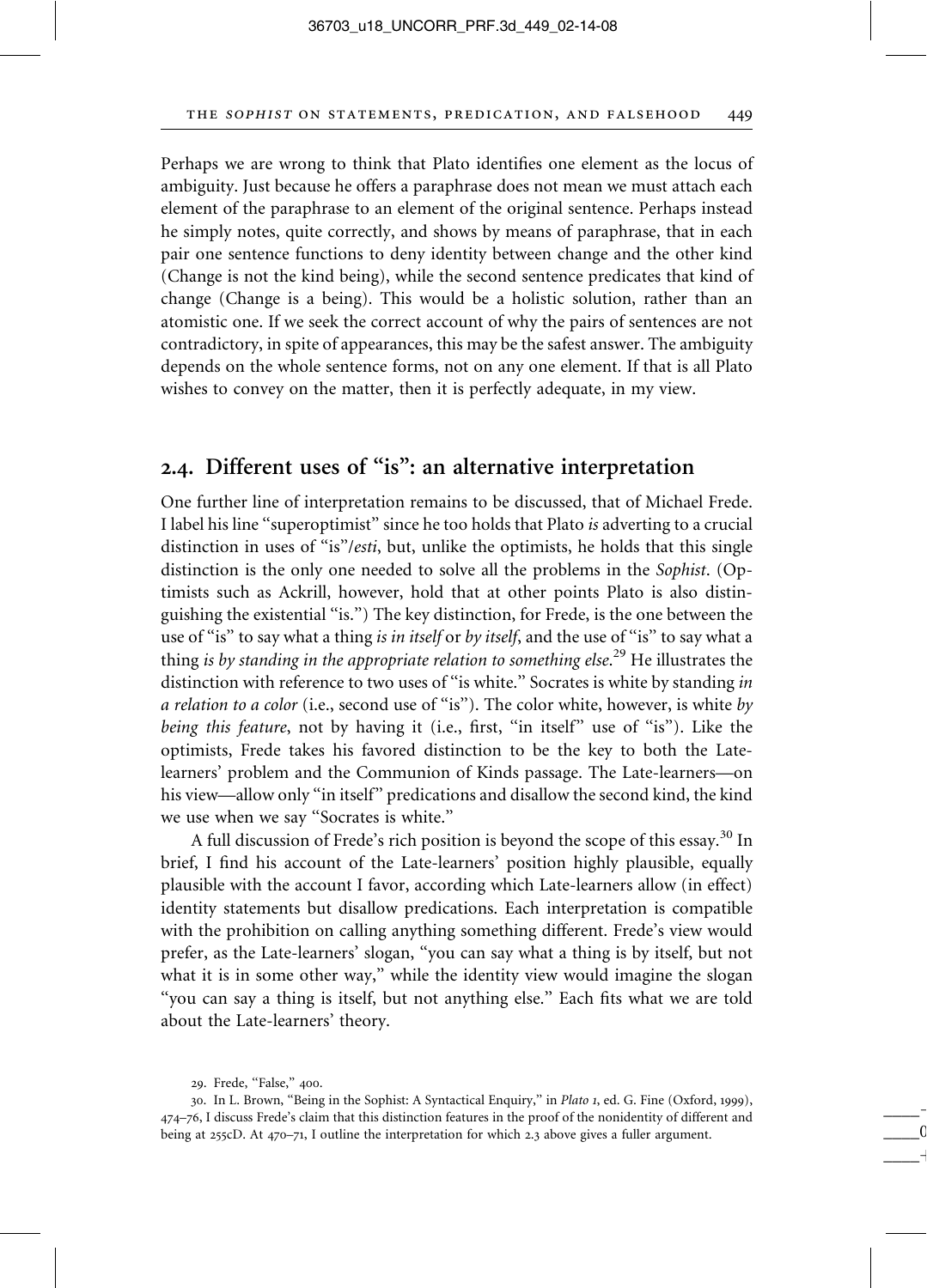Perhaps we are wrong to think that Plato identifies one element as the locus of ambiguity. Just because he offers a paraphrase does not mean we must attach each element of the paraphrase to an element of the original sentence. Perhaps instead he simply notes, quite correctly, and shows by means of paraphrase, that in each pair one sentence functions to deny identity between change and the other kind (Change is not the kind being), while the second sentence predicates that kind of change (Change is a being). This would be a holistic solution, rather than an atomistic one. If we seek the correct account of why the pairs of sentences are not contradictory, in spite of appearances, this may be the safest answer. The ambiguity depends on the whole sentence forms, not on any one element. If that is all Plato wishes to convey on the matter, then it is perfectly adequate, in my view.

## 2.4. Different uses of "is": an alternative interpretation

One further line of interpretation remains to be discussed, that of Michael Frede. I label his line "superoptimist" since he too holds that Plato *is* adverting to a crucial distinction in uses of "is"/*esti*, but, unlike the optimists, he holds that this single distinction is the only one needed to solve all the problems in the *Sophist*. (Optimists such as Ackrill, however, hold that at other points Plato is also distinguishing the existential "is.") The key distinction, for Frede, is the one between the use of "is" to say what a thing *is in itself* or *by itself*, and the use of "is" to say what a thing *is by standing in the appropriate relation to something else*.[29] He illustrates the distinction with reference to two uses of "is white." Socrates is white by standing *in a relation to a color* (i.e., second use of "is"). The color white, however, is white *by being this feature*, not by having it (i.e., first, "in itself" use of "is"). Like the optimists, Frede takes his favored distinction to be the key to both the Late-learners' problem and the Communion of Kinds passage. The Late-learners—on his view—allow only "in itself" predications and disallow the second kind, the kind we use when we say "Socrates is white."

A full discussion of Frede's rich position is beyond the scope of this essay.[30] In brief, I find his account of the Late-learners' position highly plausible, equally plausible with the account I favor, according which Late-learners allow (in effect) identity statements but disallow predications. Each interpretation is compatible with the prohibition on calling anything something different. Frede's view would prefer, as the Late-learners' slogan, "you can say what a thing is by itself, but not what it is in some other way," while the identity view would imagine the slogan "you can say a thing is itself, but not anything else." Each fits what we are told about the Late-learners' theory.

29. Frede, "False," 400.

30. In L. Brown, "Being in the Sophist: A Syntactical Enquiry," in *Plato 1*, ed. G. Fine (Oxford, 1999), 474–76, I discuss Frede's claim that this distinction features in the proof of the nonidentity of different and being at 255cD. At 470–71, I outline the interpretation for which 2.3 above gives a fuller argument.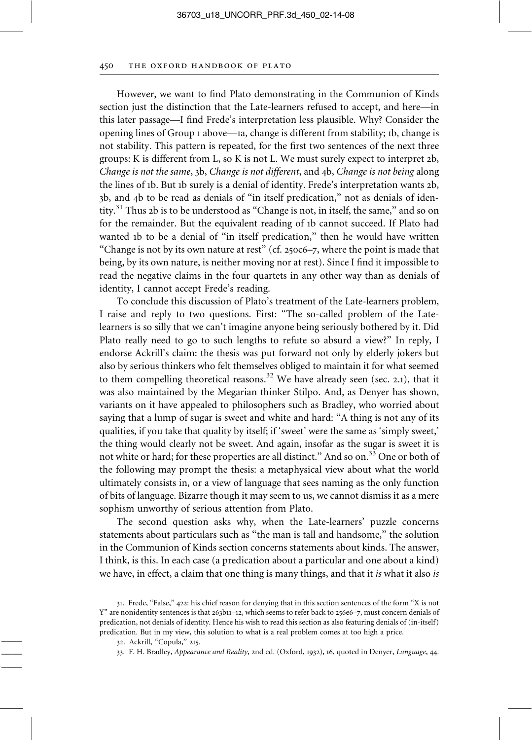However, we want to find Plato demonstrating in the Communion of Kinds section just the distinction that the Late-learners refused to accept, and here—in this later passage—I find Frede's interpretation less plausible. Why? Consider the opening lines of Group 1 above—1a, change is different from stability; 1b, change is not stability. This pattern is repeated, for the first two sentences of the next three groups: K is different from L, so K is not L. We must surely expect to interpret 2b, *Change is not the same*, 3b, *Change is not different*, and 4b, *Change is not being* along the lines of 1b. But 1b surely is a denial of identity. Frede's interpretation wants 2b, 3b, and 4b to be read as denials of "in itself predication," not as denials of identity.[31] Thus 2b is to be understood as "Change is not, in itself, the same," and so on for the remainder. But the equivalent reading of 1b cannot succeed. If Plato had wanted 1b to be a denial of "in itself predication," then he would have written "Change is not by its own nature at rest" (cf. 250c6–7, where the point is made that being, by its own nature, is neither moving nor at rest). Since I find it impossible to read the negative claims in the four quartets in any other way than as denials of identity, I cannot accept Frede's reading.

To conclude this discussion of Plato's treatment of the Late-learners problem, I raise and reply to two questions. First: "The so-called problem of the Late-learners is so silly that we can't imagine anyone being seriously bothered by it. Did Plato really need to go to such lengths to refute so absurd a view?" In reply, I endorse Ackrill's claim: the thesis was put forward not only by elderly jokers but also by serious thinkers who felt themselves obliged to maintain it for what seemed to them compelling theoretical reasons.[32] We have already seen (sec. 2.1), that it was also maintained by the Megarian thinker Stilpo. And, as Denyer has shown, variants on it have appealed to philosophers such as Bradley, who worried about saying that a lump of sugar is sweet and white and hard: "A thing is not any of its qualities, if you take that quality by itself; if 'sweet' were the same as 'simply sweet,' the thing would clearly not be sweet. And again, insofar as the sugar is sweet it is not white or hard; for these properties are all distinct." And so on.[33] One or both of the following may prompt the thesis: a metaphysical view about what the world ultimately consists in, or a view of language that sees naming as the only function of bits of language. Bizarre though it may seem to us, we cannot dismiss it as a mere sophism unworthy of serious attention from Plato.

The second question asks why, when the Late-learners' puzzle concerns statements about particulars such as "the man is tall and handsome," the solution in the Communion of Kinds section concerns statements about kinds. The answer, I think, is this. In each case (a predication about a particular and one about a kind) we have, in effect, a claim that one thing is many things, and that it *is* what it also *is*

31. Frede, "False," 422: his chief reason for denying that in this section sentences of the form "X is not Y" are nonidentity sentences is that 263b11–12, which seems to refer back to 256e6–7, must concern denials of predication, not denials of identity. Hence his wish to read this section as also featuring denials of (in-itself) predication. But in my view, this solution to what is a real problem comes at too high a price.

32. Ackrill, "Copula," 215.

33. F. H. Bradley, *Appearance and Reality*, 2nd ed. (Oxford, 1932), 16, quoted in Denyer, *Language*, 44.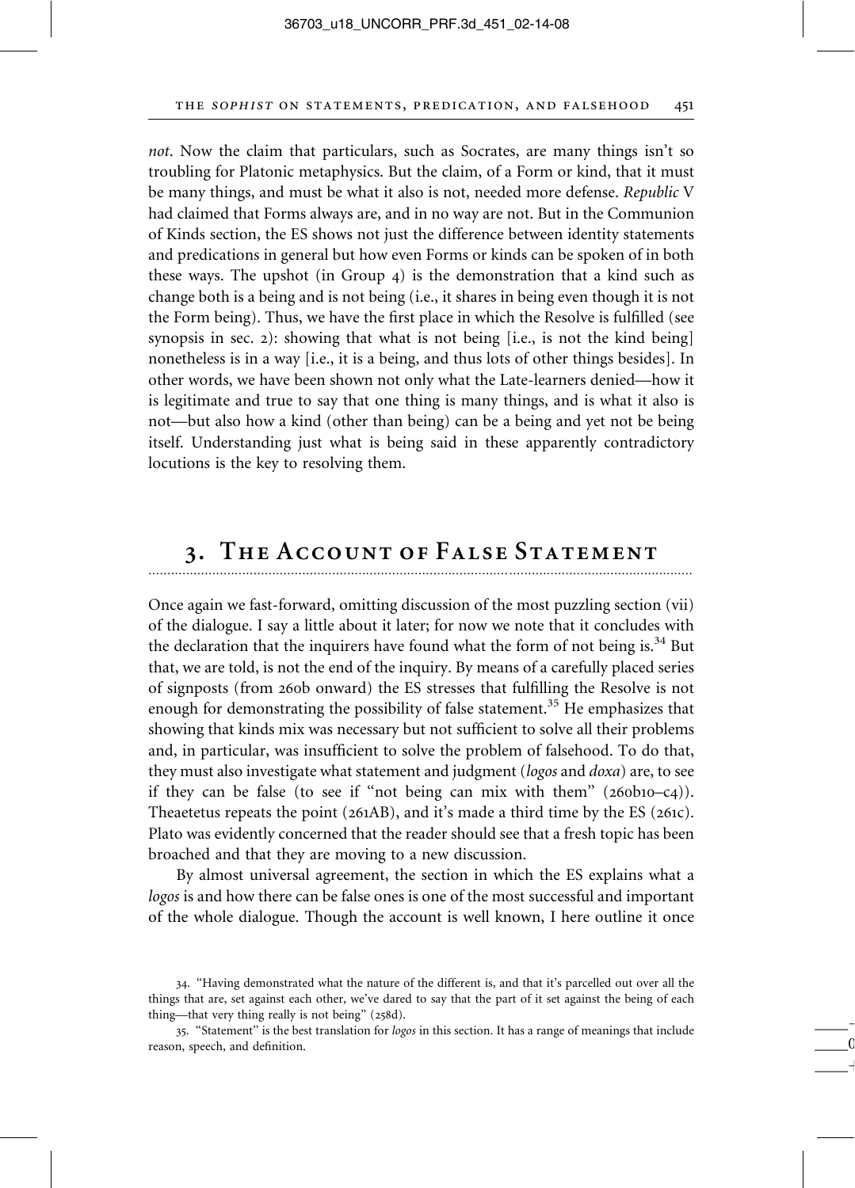*not*. Now the claim that particulars, such as Socrates, are many things isn't so troubling for Platonic metaphysics. But the claim, of a Form or kind, that it must be many things, and must be what it also is not, needed more defense. *Republic* V had claimed that Forms always are, and in no way are not. But in the Communion of Kinds section, the ES shows not just the difference between identity statements and predications in general but how even Forms or kinds can be spoken of in both these ways. The upshot (in Group 4) is the demonstration that a kind such as change both is a being and is not being (i.e., it shares in being even though it is not the Form being). Thus, we have the first place in which the Resolve is fulfilled (see synopsis in sec. 2): showing that what is not being [i.e., is not the kind being] nonetheless is in a way [i.e., it is a being, and thus lots of other things besides]. In other words, we have been shown not only what the Late-learners denied—how it is legitimate and true to say that one thing is many things, and is what it also is not—but also how a kind (other than being) can be a being and yet not be being itself. Understanding just what is being said in these apparently contradictory locutions is the key to resolving them.

## 3. The Account of False Statement

Once again we fast-forward, omitting discussion of the most puzzling section (vii) of the dialogue. I say a little about it later; for now we note that it concludes with the declaration that the inquirers have found what the form of not being is.[34] But that, we are told, is not the end of the inquiry. By means of a carefully placed series of signposts (from 260b onward) the ES stresses that fulfilling the Resolve is not enough for demonstrating the possibility of false statement.[35] He emphasizes that showing that kinds mix was necessary but not sufficient to solve all their problems and, in particular, was insufficient to solve the problem of falsehood. To do that, they must also investigate what statement and judgment (*logos* and *doxa*) are, to see if they can be false (to see if "not being can mix with them" (260b10–c4)). Theaetetus repeats the point (261AB), and it's made a third time by the ES (261c). Plato was evidently concerned that the reader should see that a fresh topic has been broached and that they are moving to a new discussion.

By almost universal agreement, the section in which the ES explains what a *logos* is and how there can be false ones is one of the most successful and important of the whole dialogue. Though the account is well known, I here outline it once

34. "Having demonstrated what the nature of the different is, and that it's parcelled out over all the things that are, set against each other, we've dared to say that the part of it set against the being of each thing—that very thing really is not being" (258d).

35. "Statement" is the best translation for *logos* in this section. It has a range of meanings that include reason, speech, and definition.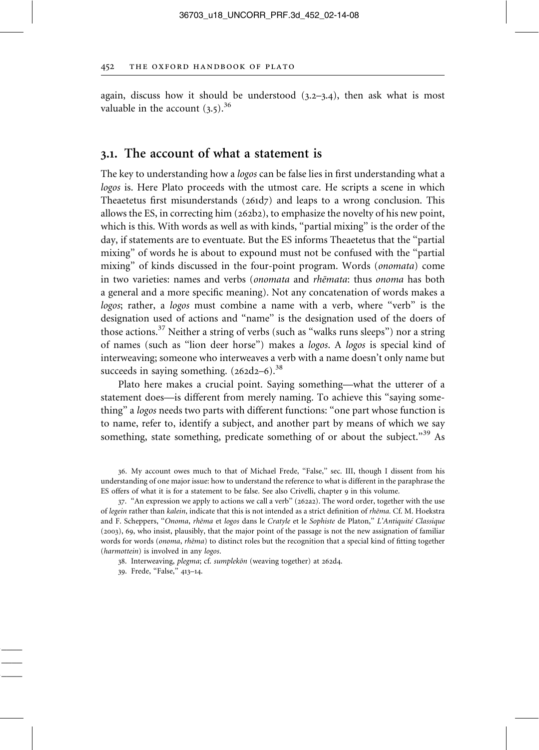again, discuss how it should be understood (3.2–3.4), then ask what is most valuable in the account (3.5).[36]

## 3.1. The account of what a statement is

The key to understanding how a *logos* can be false lies in first understanding what a *logos* is. Here Plato proceeds with the utmost care. He scripts a scene in which Theaetetus first misunderstands (261d7) and leaps to a wrong conclusion. This allows the ES, in correcting him (262b2), to emphasize the novelty of his new point, which is this. With words as well as with kinds, "partial mixing" is the order of the day, if statements are to eventuate. But the ES informs Theaetetus that the "partial mixing" of words he is about to expound must not be confused with the "partial mixing" of kinds discussed in the four-point program. Words (*onomata*) come in two varieties: names and verbs (*onomata* and *rhēmata*: thus *onoma* has both a general and a more specific meaning). Not any concatenation of words makes a *logos*; rather, a *logos* must combine a name with a verb, where "verb" is the designation used of actions and "name" is the designation used of the doers of those actions.[37] Neither a string of verbs (such as "walks runs sleeps") nor a string of names (such as "lion deer horse") makes a *logos*. A *logos* is special kind of interweaving; someone who interweaves a verb with a name doesn't only name but succeeds in saying something. (262d2–6).[38]

Plato here makes a crucial point. Saying something—what the utterer of a statement does—is different from merely naming. To achieve this "saying something" a *logos* needs two parts with different functions: "one part whose function is to name, refer to, identify a subject, and another part by means of which we say something, state something, predicate something of or about the subject."[39] As

36. My account owes much to that of Michael Frede, "False," sec. III, though I dissent from his understanding of one major issue: how to understand the reference to what is different in the paraphrase the ES offers of what it is for a statement to be false. See also Crivelli, chapter 9 in this volume.

37. "An expression we apply to actions we call a verb" (262a2). The word order, together with the use of *legein* rather than *kalein*, indicate that this is not intended as a strict definition of *rhēma*. Cf. M. Hoekstra and F. Scheppers, "*Onoma*, *rhēma* et *logos* dans le *Cratyle* et le *Sophiste* de Platon," *L'Antiquité Classique* (2003), 69, who insist, plausibly, that the major point of the passage is not the new assignation of familiar words for words (*onoma*, *rhēma*) to distinct roles but the recognition that a special kind of fitting together (*harmottein*) is involved in any *logos*.

38. Interweaving, *plegma*; cf. *sumplekōn* (weaving together) at 262d4.

39. Frede, "False," 413–14.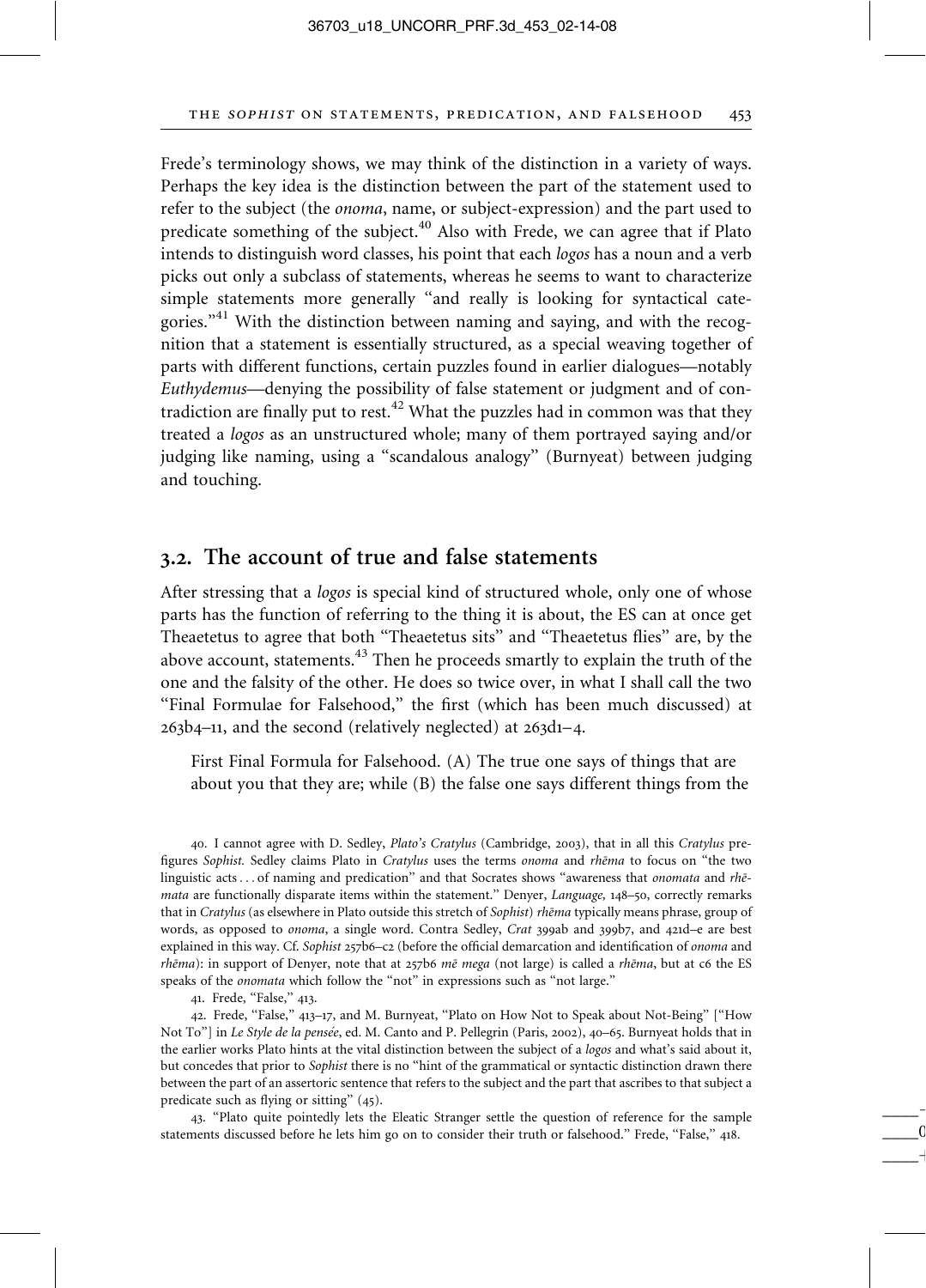Frede's terminology shows, we may think of the distinction in a variety of ways. Perhaps the key idea is the distinction between the part of the statement used to refer to the subject (the *onoma*, name, or subject-expression) and the part used to predicate something of the subject.[40] Also with Frede, we can agree that if Plato intends to distinguish word classes, his point that each *logos* has a noun and a verb picks out only a subclass of statements, whereas he seems to want to characterize simple statements more generally "and really is looking for syntactical categories."[41] With the distinction between naming and saying, and with the recognition that a statement is essentially structured, as a special weaving together of parts with different functions, certain puzzles found in earlier dialogues—notably *Euthydemus*—denying the possibility of false statement or judgment and of contradiction are finally put to rest.[42] What the puzzles had in common was that they treated a *logos* as an unstructured whole; many of them portrayed saying and/or judging like naming, using a "scandalous analogy" (Burnyeat) between judging and touching.

## 3.2. The account of true and false statements

After stressing that a *logos* is special kind of structured whole, only one of whose parts has the function of referring to the thing it is about, the ES can at once get Theaetetus to agree that both "Theaetetus sits" and "Theaetetus flies" are, by the above account, statements.[43] Then he proceeds smartly to explain the truth of the one and the falsity of the other. He does so twice over, in what I shall call the two "Final Formulae for Falsehood," the first (which has been much discussed) at 263b4–11, and the second (relatively neglected) at 263d1–4.

> First Final Formula for Falsehood. (A) The true one says of things that are about you that they are; while (B) the false one says different things from the

---

40. I cannot agree with D. Sedley, *Plato's Cratylus* (Cambridge, 2003), that in all this *Cratylus* prefigures *Sophist.* Sedley claims Plato in *Cratylus* uses the terms *onoma* and *rhēma* to focus on "the two linguistic acts . . . of naming and predication" and that Socrates shows "awareness that *onomata* and *rhēmata* are functionally disparate items within the statement." Denyer, *Language,* 148–50, correctly remarks that in *Cratylus* (as elsewhere in Plato outside this stretch of *Sophist*) *rhēma* typically means phrase, group of words, as opposed to *onoma*, a single word. Contra Sedley, *Crat* 399ab and 399b7, and 421d–e are best explained in this way. Cf. *Sophist* 257b6–c2 (before the official demarcation and identification of *onoma* and *rhēma*): in support of Denyer, note that at 257b6 *mē mega* (not large) is called a *rhēma*, but at c6 the ES speaks of the *onomata* which follow the "not" in expressions such as "not large."

41. Frede, "False," 413.

42. Frede, "False," 413–17, and M. Burnyeat, "Plato on How Not to Speak about Not-Being" ["How Not To"] in *Le Style de la pensée*, ed. M. Canto and P. Pellegrin (Paris, 2002), 40–65. Burnyeat holds that in the earlier works Plato hints at the vital distinction between the subject of a *logos* and what's said about it, but concedes that prior to *Sophist* there is no "hint of the grammatical or syntactic distinction drawn there between the part of an assertoric sentence that refers to the subject and the part that ascribes to that subject a predicate such as flying or sitting" (45).

43. "Plato quite pointedly lets the Eleatic Stranger settle the question of reference for the sample statements discussed before he lets him go on to consider their truth or falsehood." Frede, "False," 418.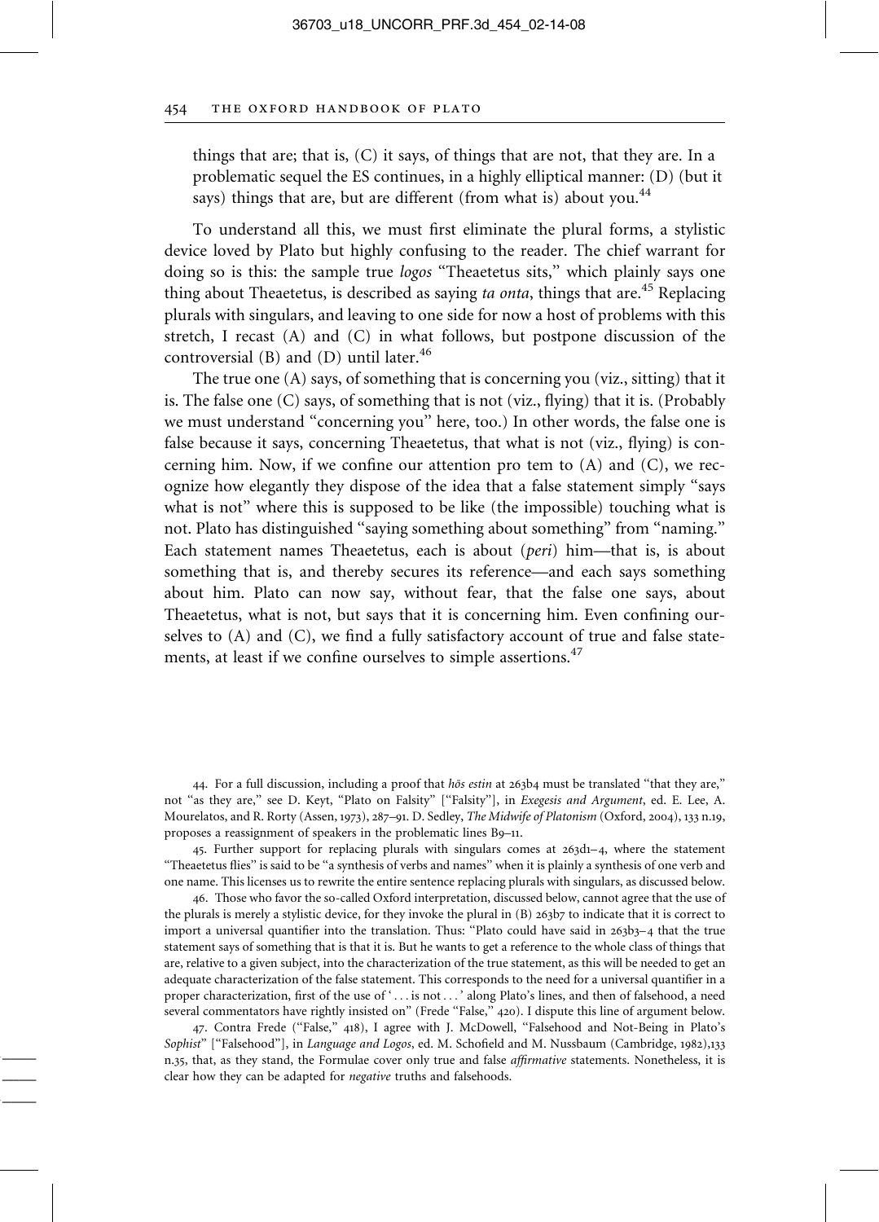things that are; that is, (C) it says, of things that are not, that they are. In a problematic sequel the ES continues, in a highly elliptical manner: (D) (but it says) things that are, but are different (from what is) about you.[44]

To understand all this, we must first eliminate the plural forms, a stylistic device loved by Plato but highly confusing to the reader. The chief warrant for doing so is this: the sample true *logos* "Theaetetus sits," which plainly says one thing about Theaetetus, is described as saying *ta onta*, things that are.[45] Replacing plurals with singulars, and leaving to one side for now a host of problems with this stretch, I recast (A) and (C) in what follows, but postpone discussion of the controversial (B) and (D) until later.[46]

The true one (A) says, of something that is concerning you (viz., sitting) that it is. The false one (C) says, of something that is not (viz., flying) that it is. (Probably we must understand "concerning you" here, too.) In other words, the false one is false because it says, concerning Theaetetus, that what is not (viz., flying) is concerning him. Now, if we confine our attention pro tem to (A) and (C), we recognize how elegantly they dispose of the idea that a false statement simply "says what is not" where this is supposed to be like (the impossible) touching what is not. Plato has distinguished "saying something about something" from "naming." Each statement names Theaetetus, each is about (*peri*) him—that is, is about something that is, and thereby secures its reference—and each says something about him. Plato can now say, without fear, that the false one says, about Theaetetus, what is not, but says that it is concerning him. Even confining ourselves to (A) and (C), we find a fully satisfactory account of true and false statements, at least if we confine ourselves to simple assertions.[47]

44. For a full discussion, including a proof that *hōs estin* at 263b4 must be translated "that they are," not "as they are," see D. Keyt, "Plato on Falsity" ["Falsity"], in *Exegesis and Argument*, ed. E. Lee, A. Mourelatos, and R. Rorty (Assen, 1973), 287–91. D. Sedley, *The Midwife of Platonism* (Oxford, 2004), 133 n.19, proposes a reassignment of speakers in the problematic lines B9–11.

45. Further support for replacing plurals with singulars comes at 263d1–4, where the statement "Theaetetus flies" is said to be "a synthesis of verbs and names" when it is plainly a synthesis of one verb and one name. This licenses us to rewrite the entire sentence replacing plurals with singulars, as discussed below.

46. Those who favor the so-called Oxford interpretation, discussed below, cannot agree that the use of the plurals is merely a stylistic device, for they invoke the plural in (B) 263b7 to indicate that it is correct to import a universal quantifier into the translation. Thus: "Plato could have said in 263b3–4 that the true statement says of something that is that it is. But he wants to get a reference to the whole class of things that are, relative to a given subject, into the characterization of the true statement, as this will be needed to get an adequate characterization of the false statement. This corresponds to the need for a universal quantifier in a proper characterization, first of the use of '. . . is not . . .' along Plato's lines, and then of falsehood, a need several commentators have rightly insisted on" (Frede "False," 420). I dispute this line of argument below.

47. Contra Frede ("False," 418), I agree with J. McDowell, "Falsehood and Not-Being in Plato's *Sophist*" ["Falsehood"], in *Language and Logos*, ed. M. Schofield and M. Nussbaum (Cambridge, 1982),133 n.35, that, as they stand, the Formulae cover only true and false *affirmative* statements. Nonetheless, it is clear how they can be adapted for *negative* truths and falsehoods.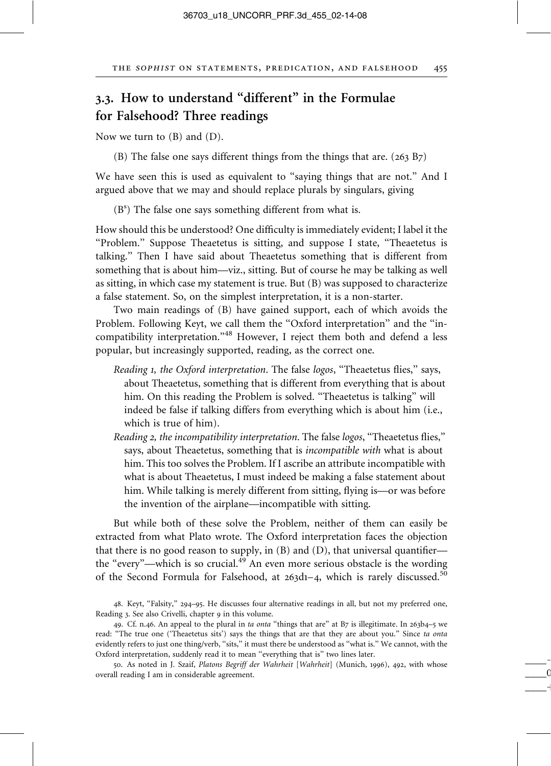## 3.3. How to understand "different" in the Formulae for Falsehood? Three readings

Now we turn to (B) and (D).

> (B) The false one says different things from the things that are. (263 B7)

We have seen this is used as equivalent to "saying things that are not." And I argued above that we may and should replace plurals by singulars, giving

> (B[s]) The false one says something different from what is.

How should this be understood? One difficulty is immediately evident; I label it the "Problem." Suppose Theaetetus is sitting, and suppose I state, "Theaetetus is talking." Then I have said about Theaetetus something that is different from something that is about him—viz., sitting. But of course he may be talking as well as sitting, in which case my statement is true. But (B) was supposed to characterize a false statement. So, on the simplest interpretation, it is a non-starter.

Two main readings of (B) have gained support, each of which avoids the Problem. Following Keyt, we call them the "Oxford interpretation" and the "incompatibility interpretation."[48] However, I reject them both and defend a less popular, but increasingly supported, reading, as the correct one.

*Reading 1, the Oxford interpretation*. The false *logos*, "Theaetetus flies," says, about Theaetetus, something that is different from everything that is about him. On this reading the Problem is solved. "Theaetetus is talking" will indeed be false if talking differs from everything which is about him (i.e., which is true of him).

*Reading 2, the incompatibility interpretation*. The false *logos*, "Theaetetus flies," says, about Theaetetus, something that is *incompatible with* what is about him. This too solves the Problem. If I ascribe an attribute incompatible with what is about Theaetetus, I must indeed be making a false statement about him. While talking is merely different from sitting, flying is—or was before the invention of the airplane—incompatible with sitting.

But while both of these solve the Problem, neither of them can easily be extracted from what Plato wrote. The Oxford interpretation faces the objection that there is no good reason to supply, in (B) and (D), that universal quantifier—the "every"—which is so crucial.[49] An even more serious obstacle is the wording of the Second Formula for Falsehood, at 263d1–4, which is rarely discussed.[50]

---

48. Keyt, "Falsity," 294–95. He discusses four alternative readings in all, but not my preferred one, Reading 3. See also Crivelli, chapter 9 in this volume.

49. Cf. n.46. An appeal to the plural in *ta onta* "things that are" at B7 is illegitimate. In 263b4–5 we read: "The true one ('Theaetetus sits') says the things that are that they are about you." Since *ta onta* evidently refers to just one thing/verb, "sits," it must there be understood as "what is." We cannot, with the Oxford interpretation, suddenly read it to mean "everything that is" two lines later.

50. As noted in J. Szaif, *Platons Begriff der Wahrheit* [*Wahrheit*] (Munich, 1996), 492, with whose overall reading I am in considerable agreement.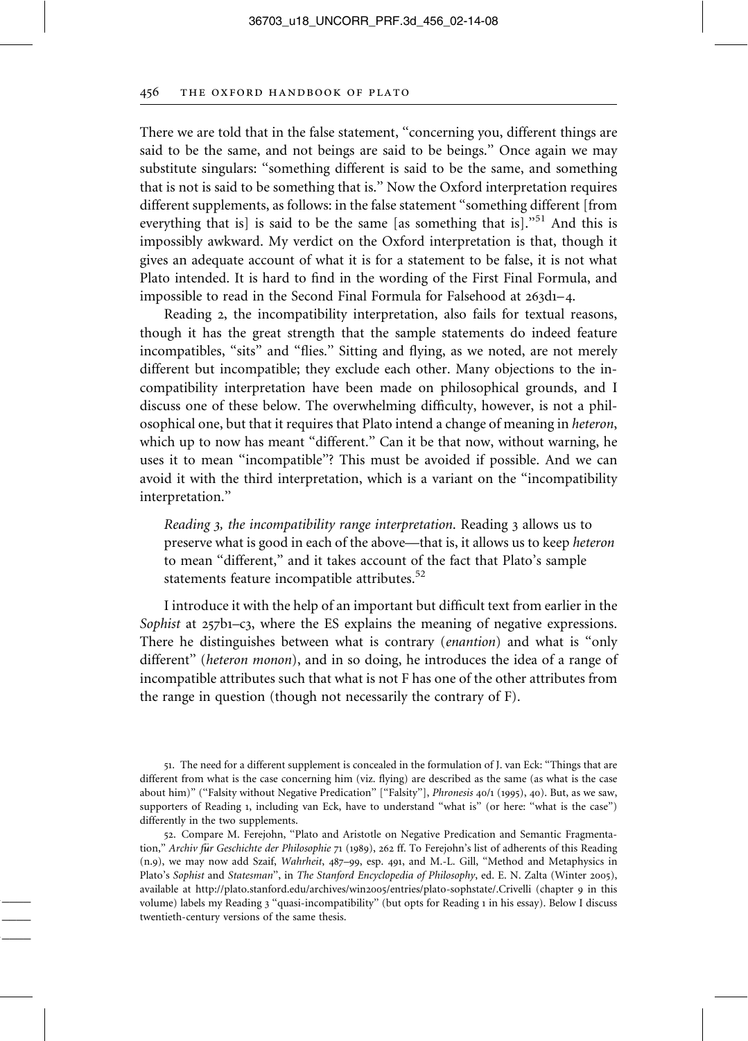There we are told that in the false statement, "concerning you, different things are said to be the same, and not beings are said to be beings." Once again we may substitute singulars: "something different is said to be the same, and something that is not is said to be something that is." Now the Oxford interpretation requires different supplements, as follows: in the false statement "something different [from everything that is] is said to be the same [as something that is]."[51] And this is impossibly awkward. My verdict on the Oxford interpretation is that, though it gives an adequate account of what it is for a statement to be false, it is not what Plato intended. It is hard to find in the wording of the First Final Formula, and impossible to read in the Second Final Formula for Falsehood at 263d1–4.

Reading 2, the incompatibility interpretation, also fails for textual reasons, though it has the great strength that the sample statements do indeed feature incompatibles, "sits" and "flies." Sitting and flying, as we noted, are not merely different but incompatible; they exclude each other. Many objections to the incompatibility interpretation have been made on philosophical grounds, and I discuss one of these below. The overwhelming difficulty, however, is not a philosophical one, but that it requires that Plato intend a change of meaning in *heteron*, which up to now has meant "different." Can it be that now, without warning, he uses it to mean "incompatible"? This must be avoided if possible. And we can avoid it with the third interpretation, which is a variant on the "incompatibility interpretation."

> *Reading 3, the incompatibility range interpretation.* Reading 3 allows us to preserve what is good in each of the above—that is, it allows us to keep *heteron* to mean "different," and it takes account of the fact that Plato's sample statements feature incompatible attributes.[52]

I introduce it with the help of an important but difficult text from earlier in the *Sophist* at 257b1–c3, where the ES explains the meaning of negative expressions. There he distinguishes between what is contrary (*enantion*) and what is "only different" (*heteron monon*), and in so doing, he introduces the idea of a range of incompatible attributes such that what is not F has one of the other attributes from the range in question (though not necessarily the contrary of F).

---

51. The need for a different supplement is concealed in the formulation of J. van Eck: "Things that are different from what is the case concerning him (viz. flying) are described as the same (as what is the case about him)" ("Falsity without Negative Predication" ["Falsity"], *Phronesis* 40/1 (1995), 40). But, as we saw, supporters of Reading 1, including van Eck, have to understand "what is" (or here: "what is the case") differently in the two supplements.

52. Compare M. Ferejohn, "Plato and Aristotle on Negative Predication and Semantic Fragmentation," *Archiv für Geschichte der Philosophie* 71 (1989), 262 ff. To Ferejohn's list of adherents of this Reading (n.9), we may now add Szaif, *Wahrheit*, 487–99, esp. 491, and M.-L. Gill, "Method and Metaphysics in Plato's *Sophist* and *Statesman*", in *The Stanford Encyclopedia of Philosophy*, ed. E. N. Zalta (Winter 2005), available at http://plato.stanford.edu/archives/win2005/entries/plato-sophstate/.Crivelli (chapter 9 in this volume) labels my Reading 3 "quasi-incompatibility" (but opts for Reading 1 in his essay). Below I discuss twentieth-century versions of the same thesis.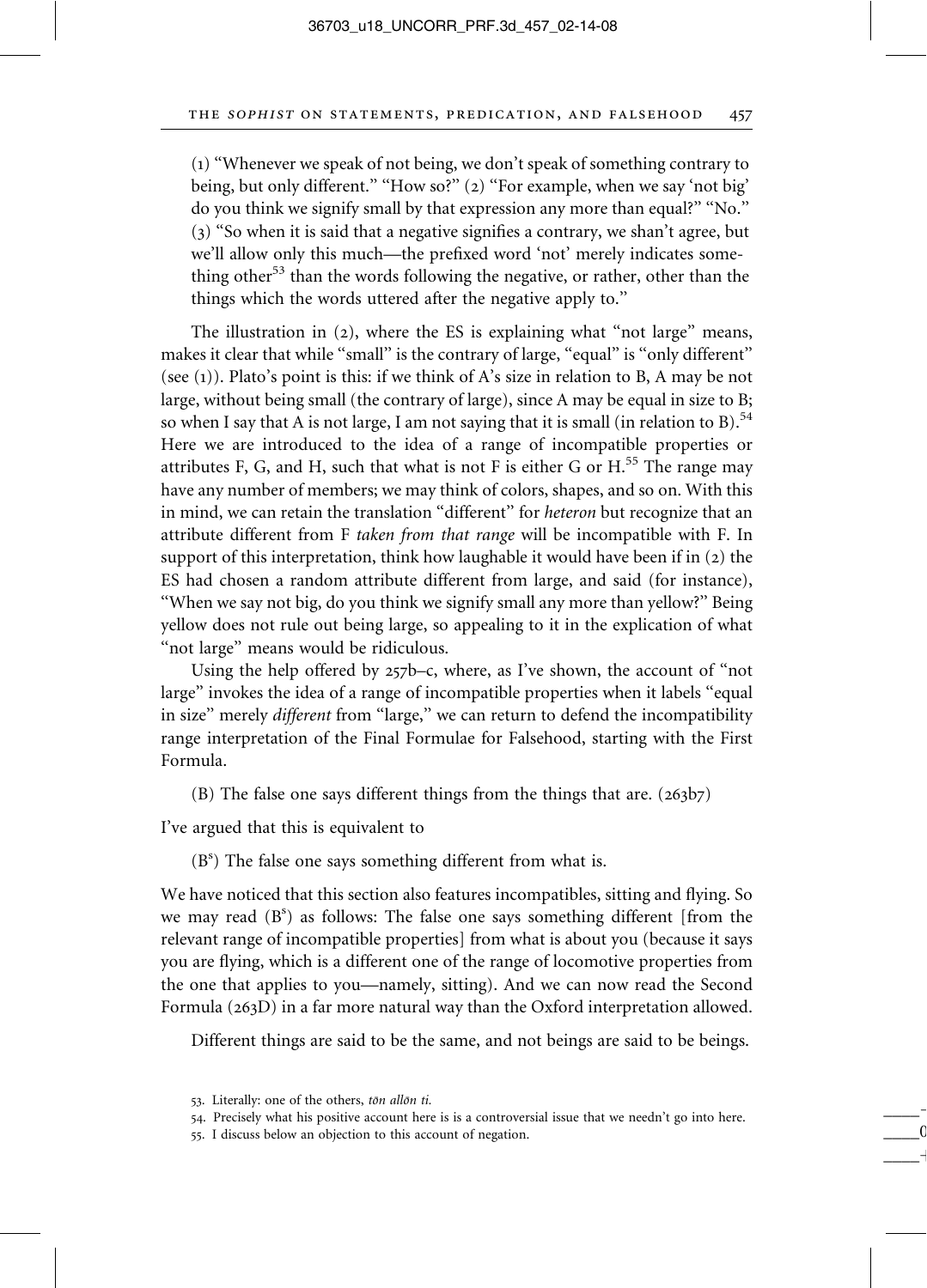(1) "Whenever we speak of not being, we don't speak of something contrary to being, but only different." "How so?" (2) "For example, when we say 'not big' do you think we signify small by that expression any more than equal?" "No." (3) "So when it is said that a negative signifies a contrary, we shan't agree, but we'll allow only this much—the prefixed word 'not' merely indicates something other[53] than the words following the negative, or rather, other than the things which the words uttered after the negative apply to."

The illustration in (2), where the ES is explaining what "not large" means, makes it clear that while "small" is the contrary of large, "equal" is "only different" (see (1)). Plato's point is this: if we think of A's size in relation to B, A may be not large, without being small (the contrary of large), since A may be equal in size to B; so when I say that A is not large, I am not saying that it is small (in relation to B).[54] Here we are introduced to the idea of a range of incompatible properties or attributes F, G, and H, such that what is not F is either G or H.[55] The range may have any number of members; we may think of colors, shapes, and so on. With this in mind, we can retain the translation "different" for *heteron* but recognize that an attribute different from F *taken from that range* will be incompatible with F. In support of this interpretation, think how laughable it would have been if in (2) the ES had chosen a random attribute different from large, and said (for instance), "When we say not big, do you think we signify small any more than yellow?" Being yellow does not rule out being large, so appealing to it in the explication of what "not large" means would be ridiculous.

Using the help offered by 257b–c, where, as I've shown, the account of "not large" invokes the idea of a range of incompatible properties when it labels "equal in size" merely *different* from "large," we can return to defend the incompatibility range interpretation of the Final Formulae for Falsehood, starting with the First Formula.

(B) The false one says different things from the things that are. (263b7)

I've argued that this is equivalent to

($B^s$) The false one says something different from what is.

We have noticed that this section also features incompatibles, sitting and flying. So we may read ($B^s$) as follows: The false one says something different [from the relevant range of incompatible properties] from what is about you (because it says you are flying, which is a different one of the range of locomotive properties from the one that applies to you—namely, sitting). And we can now read the Second Formula (263D) in a far more natural way than the Oxford interpretation allowed.

Different things are said to be the same, and not beings are said to be beings.

53. Literally: one of the others, *tōn allōn ti.*

54. Precisely what his positive account here is is a controversial issue that we needn't go into here.

55. I discuss below an objection to this account of negation.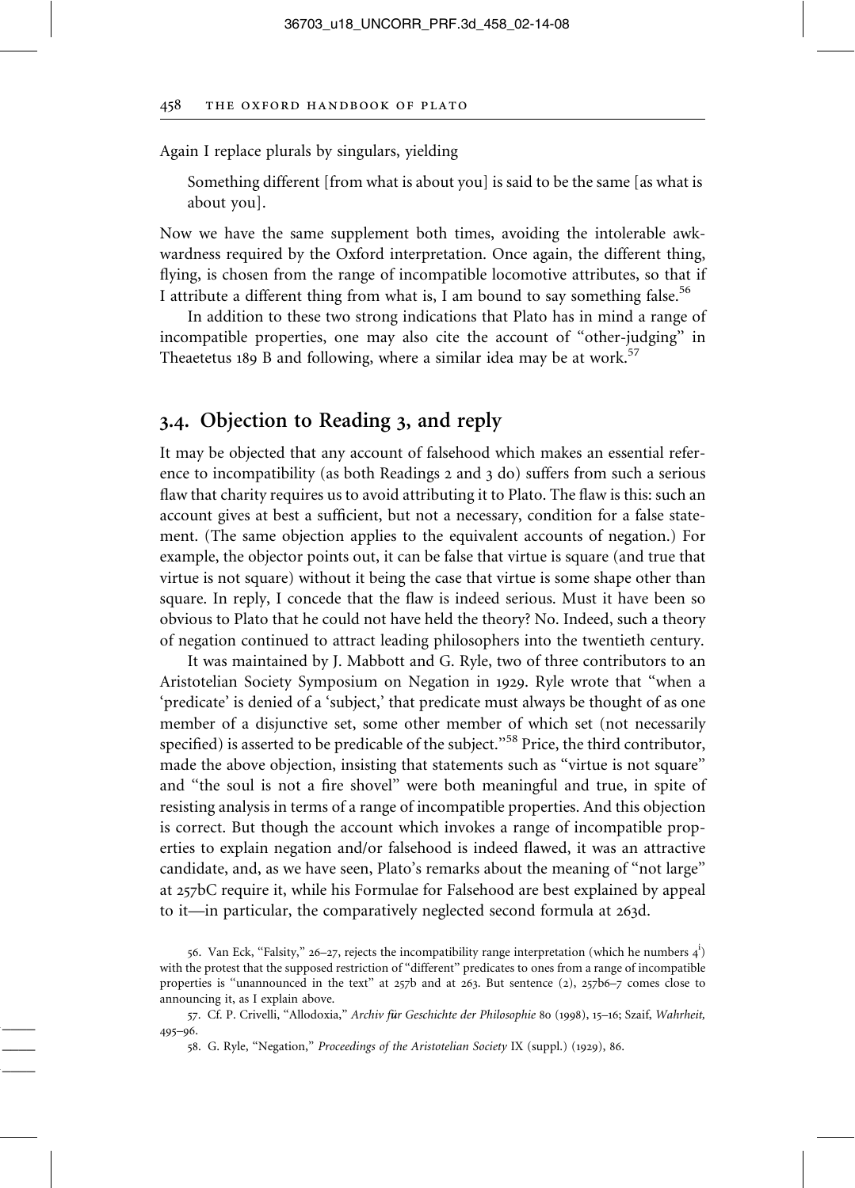Again I replace plurals by singulars, yielding

> Something different [from what is about you] is said to be the same [as what is about you].

Now we have the same supplement both times, avoiding the intolerable awkwardness required by the Oxford interpretation. Once again, the different thing, flying, is chosen from the range of incompatible locomotive attributes, so that if I attribute a different thing from what is, I am bound to say something false.[56]

In addition to these two strong indications that Plato has in mind a range of incompatible properties, one may also cite the account of "other-judging" in Theaetetus 189 B and following, where a similar idea may be at work.[57]

## 3.4. Objection to Reading 3, and reply

It may be objected that any account of falsehood which makes an essential reference to incompatibility (as both Readings 2 and 3 do) suffers from such a serious flaw that charity requires us to avoid attributing it to Plato. The flaw is this: such an account gives at best a sufficient, but not a necessary, condition for a false statement. (The same objection applies to the equivalent accounts of negation.) For example, the objector points out, it can be false that virtue is square (and true that virtue is not square) without it being the case that virtue is some shape other than square. In reply, I concede that the flaw is indeed serious. Must it have been so obvious to Plato that he could not have held the theory? No. Indeed, such a theory of negation continued to attract leading philosophers into the twentieth century.

It was maintained by J. Mabbott and G. Ryle, two of three contributors to an Aristotelian Society Symposium on Negation in 1929. Ryle wrote that "when a 'predicate' is denied of a 'subject,' that predicate must always be thought of as one member of a disjunctive set, some other member of which set (not necessarily specified) is asserted to be predicable of the subject."[58] Price, the third contributor, made the above objection, insisting that statements such as "virtue is not square" and "the soul is not a fire shovel" were both meaningful and true, in spite of resisting analysis in terms of a range of incompatible properties. And this objection is correct. But though the account which invokes a range of incompatible properties to explain negation and/or falsehood is indeed flawed, it was an attractive candidate, and, as we have seen, Plato's remarks about the meaning of "not large" at 257bC require it, while his Formulae for Falsehood are best explained by appeal to it—in particular, the comparatively neglected second formula at 263d.

56. Van Eck, "Falsity," 26–27, rejects the incompatibility range interpretation (which he numbers $4^{i}$) with the protest that the supposed restriction of "different" predicates to ones from a range of incompatible properties is "unannounced in the text" at 257b and at 263. But sentence (2), 257b6–7 comes close to announcing it, as I explain above.

57. Cf. P. Crivelli, "Allodoxia," *Archiv für Geschichte der Philosophie* 80 (1998), 15–16; Szaif, *Wahrheit,* 495–96.

58. G. Ryle, "Negation," *Proceedings of the Aristotelian Society* IX (suppl.) (1929), 86.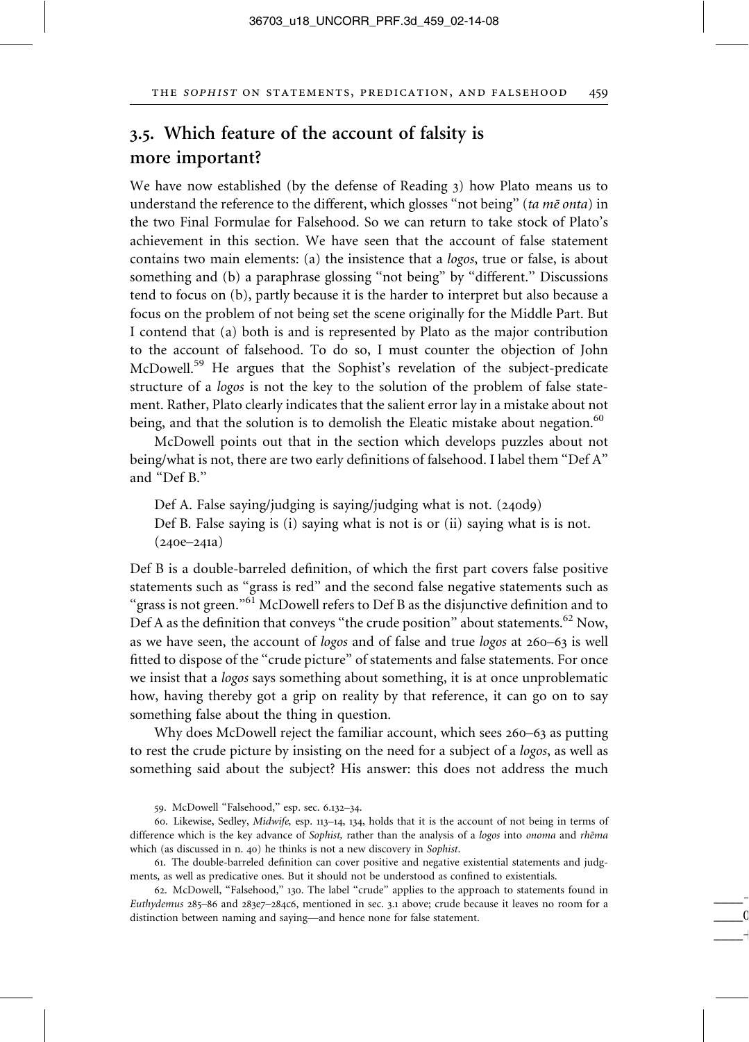## 3.5. Which feature of the account of falsity is more important?

We have now established (by the defense of Reading 3) how Plato means us to understand the reference to the different, which glosses "not being" (*ta mē onta*) in the two Final Formulae for Falsehood. So we can return to take stock of Plato's achievement in this section. We have seen that the account of false statement contains two main elements: (a) the insistence that a *logos*, true or false, is about something and (b) a paraphrase glossing "not being" by "different." Discussions tend to focus on (b), partly because it is the harder to interpret but also because a focus on the problem of not being set the scene originally for the Middle Part. But I contend that (a) both is and is represented by Plato as the major contribution to the account of falsehood. To do so, I must counter the objection of John McDowell.[59] He argues that the Sophist's revelation of the subject-predicate structure of a *logos* is not the key to the solution of the problem of false statement. Rather, Plato clearly indicates that the salient error lay in a mistake about not being, and that the solution is to demolish the Eleatic mistake about negation.[60]

McDowell points out that in the section which develops puzzles about not being/what is not, there are two early definitions of falsehood. I label them "Def A" and "Def B."

> Def A. False saying/judging is saying/judging what is not. (240d9)
> Def B. False saying is (i) saying what is not is or (ii) saying what is is not. (240e–241a)

Def B is a double-barreled definition, of which the first part covers false positive statements such as "grass is red" and the second false negative statements such as "grass is not green."[61] McDowell refers to Def B as the disjunctive definition and to Def A as the definition that conveys "the crude position" about statements.[62] Now, as we have seen, the account of *logos* and of false and true *logos* at 260–63 is well fitted to dispose of the "crude picture" of statements and false statements. For once we insist that a *logos* says something about something, it is at once unproblematic how, having thereby got a grip on reality by that reference, it can go on to say something false about the thing in question.

Why does McDowell reject the familiar account, which sees 260–63 as putting to rest the crude picture by insisting on the need for a subject of a *logos*, as well as something said about the subject? His answer: this does not address the much

59. McDowell "Falsehood," esp. sec. 6.132–34.

60. Likewise, Sedley, *Midwife*, esp. 113–14, 134, holds that it is the account of not being in terms of difference which is the key advance of *Sophist*, rather than the analysis of a *logos* into *onoma* and *rhēma* which (as discussed in n. 40) he thinks is not a new discovery in *Sophist*.

61. The double-barreled definition can cover positive and negative existential statements and judgments, as well as predicative ones. But it should not be understood as confined to existentials.

62. McDowell, "Falsehood," 130. The label "crude" applies to the approach to statements found in *Euthydemus* 285–86 and 283e7–284c6, mentioned in sec. 3.1 above; crude because it leaves no room for a distinction between naming and saying—and hence none for false statement.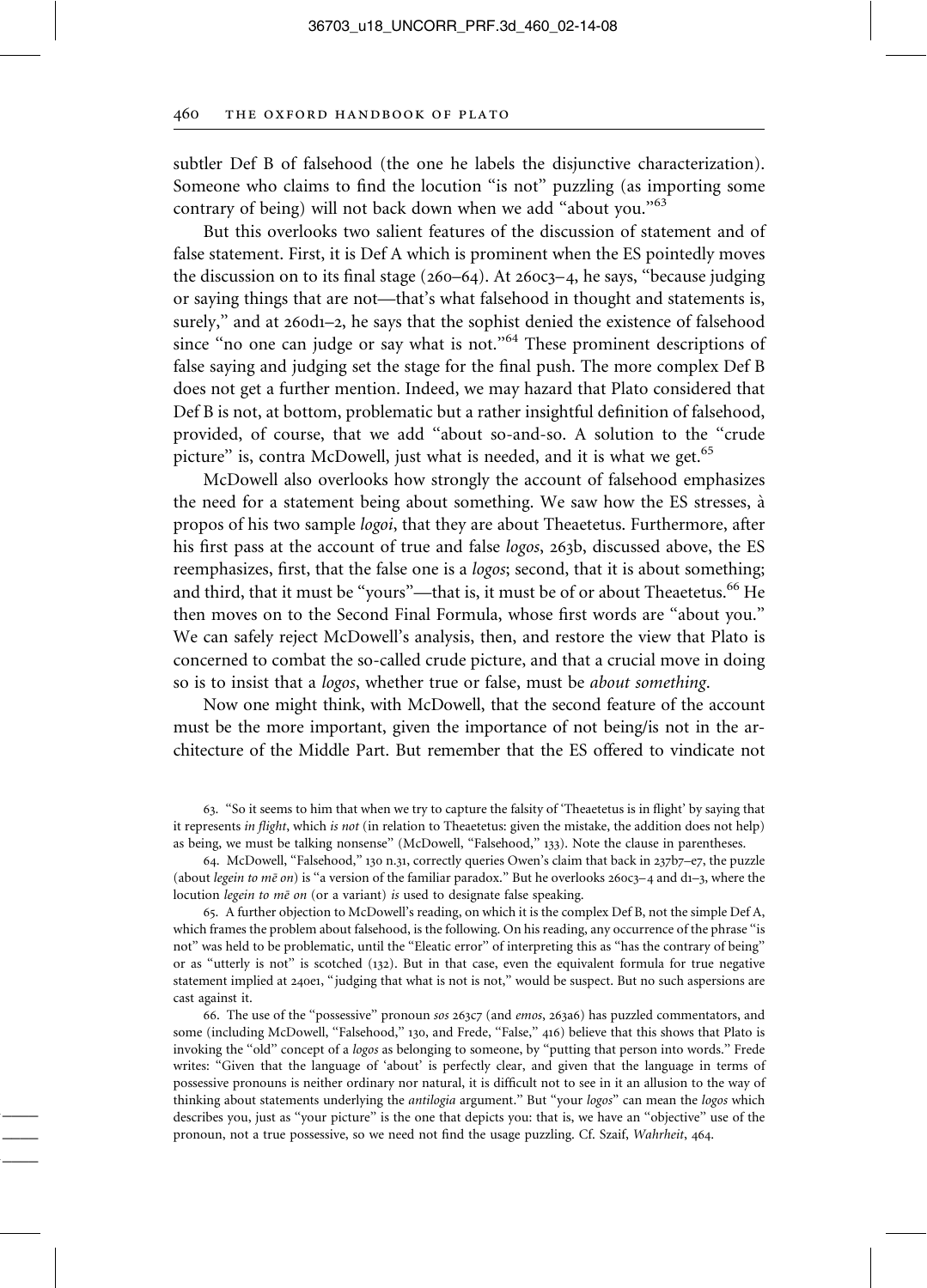subtler Def B of falsehood (the one he labels the disjunctive characterization). Someone who claims to find the locution "is not" puzzling (as importing some contrary of being) will not back down when we add "about you."[63]

But this overlooks two salient features of the discussion of statement and of false statement. First, it is Def A which is prominent when the ES pointedly moves the discussion on to its final stage (260–64). At 260c3–4, he says, "because judging or saying things that are not—that's what falsehood in thought and statements is, surely," and at 260d1–2, he says that the sophist denied the existence of falsehood since "no one can judge or say what is not."[64] These prominent descriptions of false saying and judging set the stage for the final push. The more complex Def B does not get a further mention. Indeed, we may hazard that Plato considered that Def B is not, at bottom, problematic but a rather insightful definition of falsehood, provided, of course, that we add "about so-and-so. A solution to the "crude picture" is, contra McDowell, just what is needed, and it is what we get.[65]

McDowell also overlooks how strongly the account of falsehood emphasizes the need for a statement being about something. We saw how the ES stresses, à propos of his two sample *logoi*, that they are about Theaetetus. Furthermore, after his first pass at the account of true and false *logos*, 263b, discussed above, the ES reemphasizes, first, that the false one is a *logos*; second, that it is about something; and third, that it must be "yours"—that is, it must be of or about Theaetetus.[66] He then moves on to the Second Final Formula, whose first words are "about you." We can safely reject McDowell's analysis, then, and restore the view that Plato is concerned to combat the so-called crude picture, and that a crucial move in doing so is to insist that a *logos*, whether true or false, must be *about something*.

Now one might think, with McDowell, that the second feature of the account must be the more important, given the importance of not being/is not in the architecture of the Middle Part. But remember that the ES offered to vindicate not

63. "So it seems to him that when we try to capture the falsity of 'Theaetetus is in flight' by saying that it represents *in flight*, which *is not* (in relation to Theaetetus: given the mistake, the addition does not help) as being, we must be talking nonsense" (McDowell, "Falsehood," 133). Note the clause in parentheses.

64. McDowell, "Falsehood," 130 n.31, correctly queries Owen's claim that back in 237b7–e7, the puzzle (about *legein to mē on*) is "a version of the familiar paradox." But he overlooks 260c3–4 and d1–3, where the locution *legein to mē on* (or a variant) *is* used to designate false speaking.

65. A further objection to McDowell's reading, on which it is the complex Def B, not the simple Def A, which frames the problem about falsehood, is the following. On his reading, any occurrence of the phrase "is not" was held to be problematic, until the "Eleatic error" of interpreting this as "has the contrary of being" or as "utterly is not" is scotched (132). But in that case, even the equivalent formula for true negative statement implied at 240e1, "judging that what is not is not," would be suspect. But no such aspersions are cast against it.

66. The use of the "possessive" pronoun *sos* 263c7 (and *emos*, 263a6) has puzzled commentators, and some (including McDowell, "Falsehood," 130, and Frede, "False," 416) believe that this shows that Plato is invoking the "old" concept of a *logos* as belonging to someone, by "putting that person into words." Frede writes: "Given that the language of 'about' is perfectly clear, and given that the language in terms of possessive pronouns is neither ordinary nor natural, it is difficult not to see in it an allusion to the way of thinking about statements underlying the *antilogia* argument." But "your *logos*" can mean the *logos* which describes you, just as "your picture" is the one that depicts you: that is, we have an "objective" use of the pronoun, not a true possessive, so we need not find the usage puzzling. Cf. Szaif, *Wahrheit*, 464.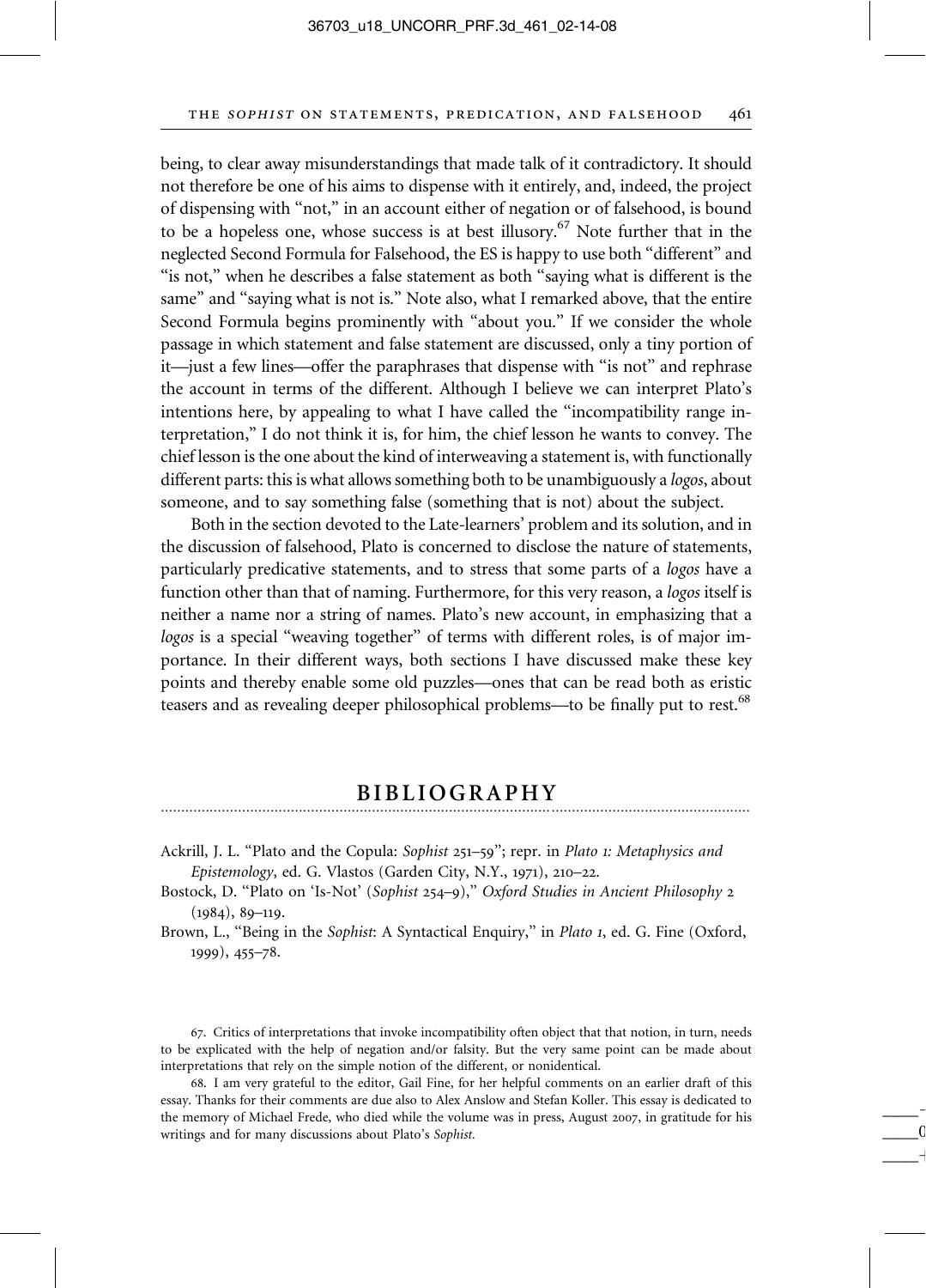being, to clear away misunderstandings that made talk of it contradictory. It should not therefore be one of his aims to dispense with it entirely, and, indeed, the project of dispensing with "not," in an account either of negation or of falsehood, is bound to be a hopeless one, whose success is at best illusory.[67] Note further that in the neglected Second Formula for Falsehood, the ES is happy to use both "different" and "is not," when he describes a false statement as both "saying what is different is the same" and "saying what is not is." Note also, what I remarked above, that the entire Second Formula begins prominently with "about you." If we consider the whole passage in which statement and false statement are discussed, only a tiny portion of it—just a few lines—offer the paraphrases that dispense with "is not" and rephrase the account in terms of the different. Although I believe we can interpret Plato's intentions here, by appealing to what I have called the "incompatibility range interpretation," I do not think it is, for him, the chief lesson he wants to convey. The chief lesson is the one about the kind of interweaving a statement is, with functionally different parts: this is what allows something both to be unambiguously a *logos*, about someone, and to say something false (something that is not) about the subject.

Both in the section devoted to the Late-learners' problem and its solution, and in the discussion of falsehood, Plato is concerned to disclose the nature of statements, particularly predicative statements, and to stress that some parts of a *logos* have a function other than that of naming. Furthermore, for this very reason, a *logos* itself is neither a name nor a string of names. Plato's new account, in emphasizing that a *logos* is a special "weaving together" of terms with different roles, is of major importance. In their different ways, both sections I have discussed make these key points and thereby enable some old puzzles—ones that can be read both as eristic teasers and as revealing deeper philosophical problems—to be finally put to rest.[68]

## BIBLIOGRAPHY

Ackrill, J. L. "Plato and the Copula: *Sophist* 251–59"; repr. in *Plato 1: Metaphysics and Epistemology*, ed. G. Vlastos (Garden City, N.Y., 1971), 210–22.

Bostock, D. "Plato on 'Is-Not' (*Sophist* 254–9)," *Oxford Studies in Ancient Philosophy* 2 (1984), 89–119.

Brown, L., "Being in the *Sophist*: A Syntactical Enquiry," in *Plato 1*, ed. G. Fine (Oxford, 1999), 455–78.

67. Critics of interpretations that invoke incompatibility often object that that notion, in turn, needs to be explicated with the help of negation and/or falsity. But the very same point can be made about interpretations that rely on the simple notion of the different, or nonidentical.

68. I am very grateful to the editor, Gail Fine, for her helpful comments on an earlier draft of this essay. Thanks for their comments are due also to Alex Anslow and Stefan Koller. This essay is dedicated to the memory of Michael Frede, who died while the volume was in press, August 2007, in gratitude for his writings and for many discussions about Plato's *Sophist*.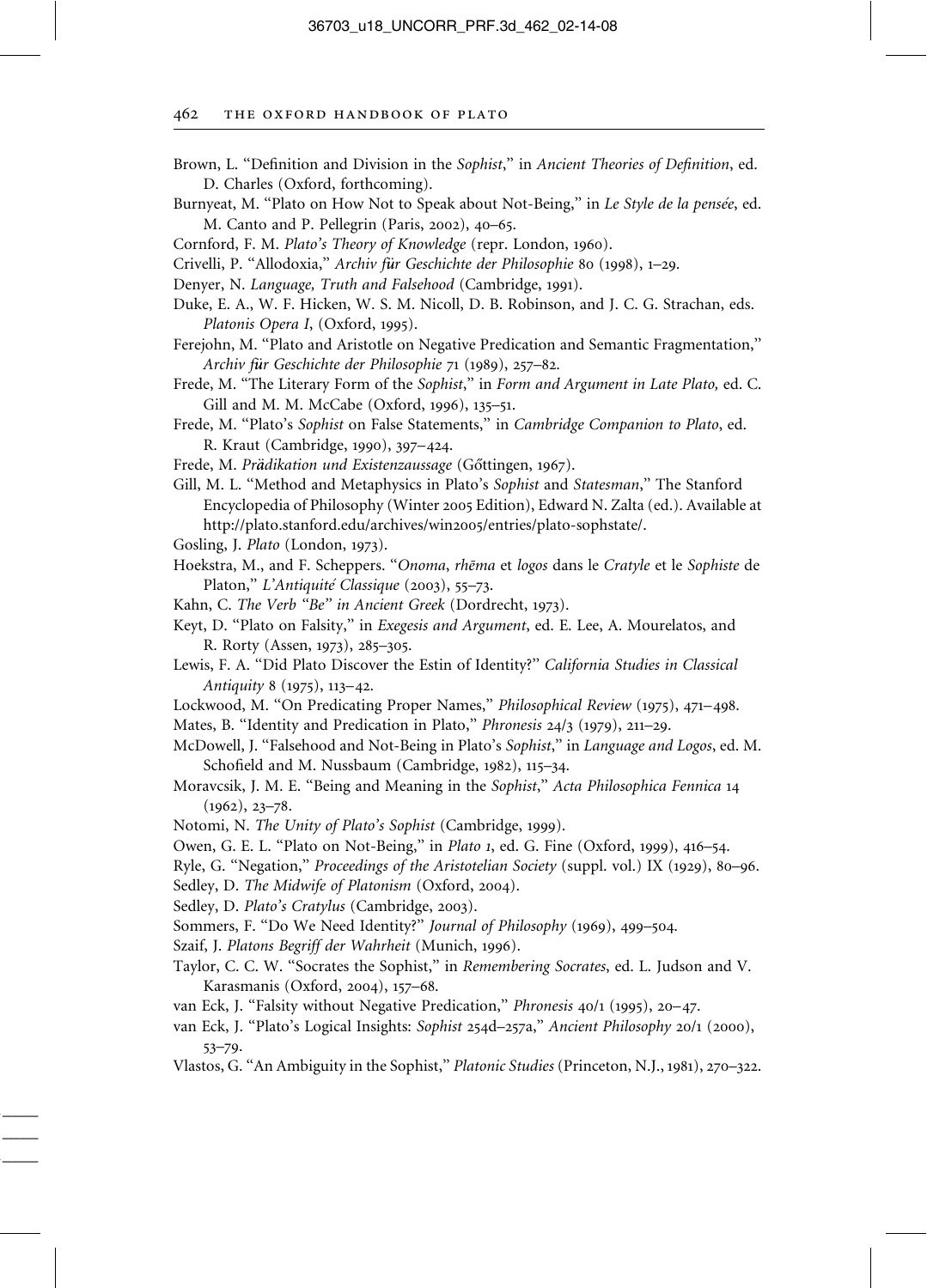Brown, L. "Definition and Division in the *Sophist*," in *Ancient Theories of Definition*, ed. D. Charles (Oxford, forthcoming).

Burnyeat, M. "Plato on How Not to Speak about Not-Being," in *Le Style de la pensée*, ed. M. Canto and P. Pellegrin (Paris, 2002), 40–65.

Cornford, F. M. *Plato's Theory of Knowledge* (repr. London, 1960).

Crivelli, P. "Allodoxia," *Archiv für Geschichte der Philosophie* 80 (1998), 1–29.

Denyer, N. *Language, Truth and Falsehood* (Cambridge, 1991).

Duke, E. A., W. F. Hicken, W. S. M. Nicoll, D. B. Robinson, and J. C. G. Strachan, eds. *Platonis Opera I*, (Oxford, 1995).

Ferejohn, M. "Plato and Aristotle on Negative Predication and Semantic Fragmentation," *Archiv für Geschichte der Philosophie* 71 (1989), 257–82.

Frede, M. "The Literary Form of the *Sophist*," in *Form and Argument in Late Plato,* ed. C. Gill and M. M. McCabe (Oxford, 1996), 135–51.

Frede, M. "Plato's *Sophist* on False Statements," in *Cambridge Companion to Plato*, ed. R. Kraut (Cambridge, 1990), 397–424.

Frede, M. *Prädikation und Existenzaussage* (Göttingen, 1967).

Gill, M. L. "Method and Metaphysics in Plato's *Sophist* and *Statesman*," The Stanford Encyclopedia of Philosophy (Winter 2005 Edition), Edward N. Zalta (ed.). Available at http://plato.stanford.edu/archives/win2005/entries/plato-sophstate/.

Gosling, J. *Plato* (London, 1973).

Hoekstra, M., and F. Scheppers. "*Onoma*, *rhēma* et *logos* dans le *Cratyle* et le *Sophiste* de Platon," *L'Antiquité Classique* (2003), 55–73.

Kahn, C. *The Verb "Be" in Ancient Greek* (Dordrecht, 1973).

Keyt, D. "Plato on Falsity," in *Exegesis and Argument*, ed. E. Lee, A. Mourelatos, and R. Rorty (Assen, 1973), 285–305.

Lewis, F. A. "Did Plato Discover the Estin of Identity?" *California Studies in Classical Antiquity* 8 (1975), 113–42.

Lockwood, M. "On Predicating Proper Names," *Philosophical Review* (1975), 471–498.

Mates, B. "Identity and Predication in Plato," *Phronesis* 24/3 (1979), 211–29.

McDowell, J. "Falsehood and Not-Being in Plato's *Sophist*," in *Language and Logos*, ed. M. Schofield and M. Nussbaum (Cambridge, 1982), 115–34.

Moravcsik, J. M. E. "Being and Meaning in the *Sophist*," *Acta Philosophica Fennica* 14 (1962), 23–78.

Notomi, N. *The Unity of Plato's Sophist* (Cambridge, 1999).

Owen, G. E. L. "Plato on Not-Being," in *Plato 1*, ed. G. Fine (Oxford, 1999), 416–54.

Ryle, G. "Negation," *Proceedings of the Aristotelian Society* (suppl. vol.) IX (1929), 80–96.

Sedley, D. *The Midwife of Platonism* (Oxford, 2004).

Sedley, D. *Plato's Cratylus* (Cambridge, 2003).

Sommers, F. "Do We Need Identity?" *Journal of Philosophy* (1969), 499–504.

Szaif, J. *Platons Begriff der Wahrheit* (Munich, 1996).

Taylor, C. C. W. "Socrates the Sophist," in *Remembering Socrates*, ed. L. Judson and V. Karasmanis (Oxford, 2004), 157–68.

van Eck, J. "Falsity without Negative Predication," *Phronesis* 40/1 (1995), 20–47.

van Eck, J. "Plato's Logical Insights: *Sophist* 254d–257a," *Ancient Philosophy* 20/1 (2000), 53–79.

Vlastos, G. "An Ambiguity in the Sophist," *Platonic Studies* (Princeton, N.J., 1981), 270–322.